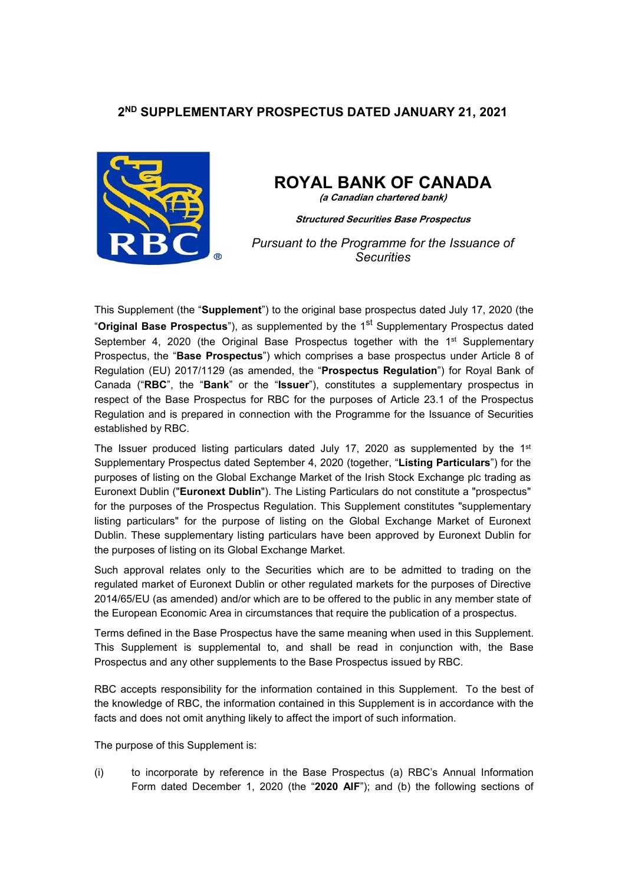## 2ND SUPPLEMENTARY PROSPECTUS DATED JANUARY 21, 2021

# ROYAL BANK OF CANADA

***(a Canadian chartered bank)***

***Structured Securities Base Prospectus***

*Pursuant to the Programme for the Issuance of Securities*

This Supplement (the "**Supplement**") to the original base prospectus dated July 17, 2020 (the "**Original Base Prospectus**"), as supplemented by the 1st Supplementary Prospectus dated September 4, 2020 (the Original Base Prospectus together with the 1st Supplementary Prospectus, the "**Base Prospectus**") which comprises a base prospectus under Article 8 of Regulation (EU) 2017/1129 (as amended, the "**Prospectus Regulation**") for Royal Bank of Canada ("**RBC**", the "**Bank**" or the "**Issuer**"), constitutes a supplementary prospectus in respect of the Base Prospectus for RBC for the purposes of Article 23.1 of the Prospectus Regulation and is prepared in connection with the Programme for the Issuance of Securities established by RBC.

The Issuer produced listing particulars dated July 17, 2020 as supplemented by the 1st Supplementary Prospectus dated September 4, 2020 (together, "**Listing Particulars**") for the purposes of listing on the Global Exchange Market of the Irish Stock Exchange plc trading as Euronext Dublin ("**Euronext Dublin**"). The Listing Particulars do not constitute a "prospectus" for the purposes of the Prospectus Regulation. This Supplement constitutes "supplementary listing particulars" for the purpose of listing on the Global Exchange Market of Euronext Dublin. These supplementary listing particulars have been approved by Euronext Dublin for the purposes of listing on its Global Exchange Market.

Such approval relates only to the Securities which are to be admitted to trading on the regulated market of Euronext Dublin or other regulated markets for the purposes of Directive 2014/65/EU (as amended) and/or which are to be offered to the public in any member state of the European Economic Area in circumstances that require the publication of a prospectus.

Terms defined in the Base Prospectus have the same meaning when used in this Supplement. This Supplement is supplemental to, and shall be read in conjunction with, the Base Prospectus and any other supplements to the Base Prospectus issued by RBC.

RBC accepts responsibility for the information contained in this Supplement. To the best of the knowledge of RBC, the information contained in this Supplement is in accordance with the facts and does not omit anything likely to affect the import of such information.

The purpose of this Supplement is:

(i) to incorporate by reference in the Base Prospectus (a) RBC's Annual Information Form dated December 1, 2020 (the "**2020 AIF**"); and (b) the following sections of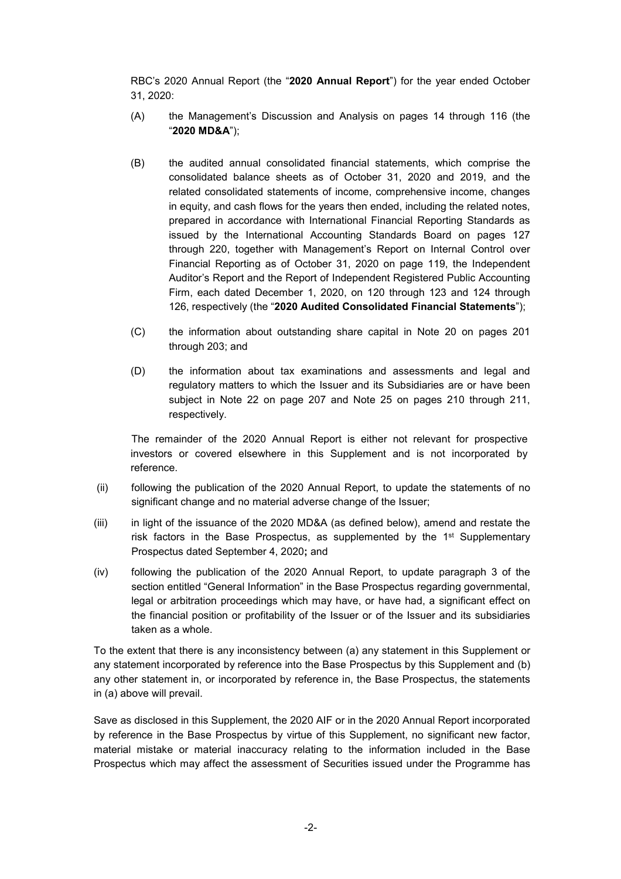RBC's 2020 Annual Report (the "**2020 Annual Report**") for the year ended October 31, 2020:

(A) the Management's Discussion and Analysis on pages 14 through 116 (the "**2020 MD&A**");

(B) the audited annual consolidated financial statements, which comprise the consolidated balance sheets as of October 31, 2020 and 2019, and the related consolidated statements of income, comprehensive income, changes in equity, and cash flows for the years then ended, including the related notes, prepared in accordance with International Financial Reporting Standards as issued by the International Accounting Standards Board on pages 127 through 220, together with Management's Report on Internal Control over Financial Reporting as of October 31, 2020 on page 119, the Independent Auditor's Report and the Report of Independent Registered Public Accounting Firm, each dated December 1, 2020, on 120 through 123 and 124 through 126, respectively (the "**2020 Audited Consolidated Financial Statements**");

(C) the information about outstanding share capital in Note 20 on pages 201 through 203; and

(D) the information about tax examinations and assessments and legal and regulatory matters to which the Issuer and its Subsidiaries are or have been subject in Note 22 on page 207 and Note 25 on pages 210 through 211, respectively.

The remainder of the 2020 Annual Report is either not relevant for prospective investors or covered elsewhere in this Supplement and is not incorporated by reference.

(ii) following the publication of the 2020 Annual Report, to update the statements of no significant change and no material adverse change of the Issuer;

(iii) in light of the issuance of the 2020 MD&A (as defined below), amend and restate the risk factors in the Base Prospectus, as supplemented by the 1st Supplementary Prospectus dated September 4, 2020**;** and

(iv) following the publication of the 2020 Annual Report, to update paragraph 3 of the section entitled "General Information" in the Base Prospectus regarding governmental, legal or arbitration proceedings which may have, or have had, a significant effect on the financial position or profitability of the Issuer or of the Issuer and its subsidiaries taken as a whole.

To the extent that there is any inconsistency between (a) any statement in this Supplement or any statement incorporated by reference into the Base Prospectus by this Supplement and (b) any other statement in, or incorporated by reference in, the Base Prospectus, the statements in (a) above will prevail.

Save as disclosed in this Supplement, the 2020 AIF or in the 2020 Annual Report incorporated by reference in the Base Prospectus by virtue of this Supplement, no significant new factor, material mistake or material inaccuracy relating to the information included in the Base Prospectus which may affect the assessment of Securities issued under the Programme has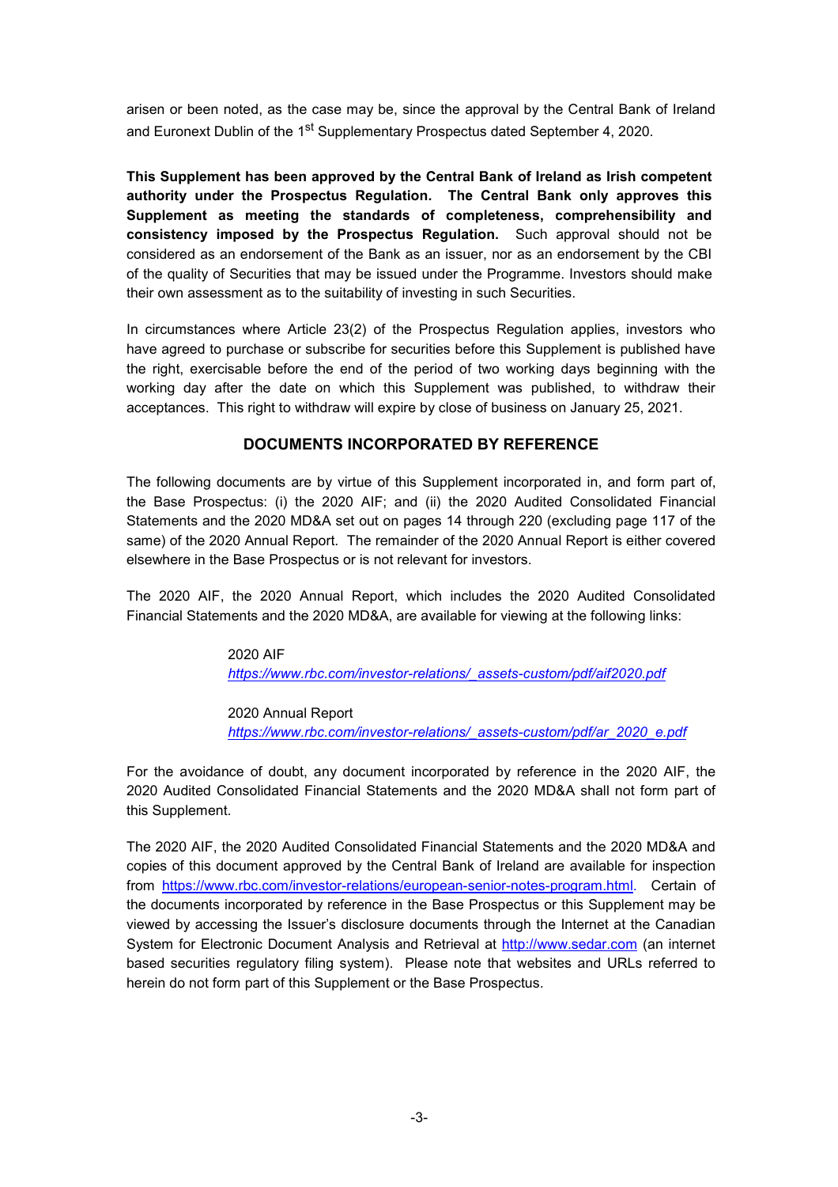arisen or been noted, as the case may be, since the approval by the Central Bank of Ireland and Euronext Dublin of the 1st Supplementary Prospectus dated September 4, 2020.

**This Supplement has been approved by the Central Bank of Ireland as Irish competent authority under the Prospectus Regulation. The Central Bank only approves this Supplement as meeting the standards of completeness, comprehensibility and consistency imposed by the Prospectus Regulation.** Such approval should not be considered as an endorsement of the Bank as an issuer, nor as an endorsement by the CBI of the quality of Securities that may be issued under the Programme. Investors should make their own assessment as to the suitability of investing in such Securities.

In circumstances where Article 23(2) of the Prospectus Regulation applies, investors who have agreed to purchase or subscribe for securities before this Supplement is published have the right, exercisable before the end of the period of two working days beginning with the working day after the date on which this Supplement was published, to withdraw their acceptances. This right to withdraw will expire by close of business on January 25, 2021.

## DOCUMENTS INCORPORATED BY REFERENCE

The following documents are by virtue of this Supplement incorporated in, and form part of, the Base Prospectus: (i) the 2020 AIF; and (ii) the 2020 Audited Consolidated Financial Statements and the 2020 MD&A set out on pages 14 through 220 (excluding page 117 of the same) of the 2020 Annual Report. The remainder of the 2020 Annual Report is either covered elsewhere in the Base Prospectus or is not relevant for investors.

The 2020 AIF, the 2020 Annual Report, which includes the 2020 Audited Consolidated Financial Statements and the 2020 MD&A, are available for viewing at the following links:

2020 AIF
*https://www.rbc.com/investor-relations/_assets-custom/pdf/aif2020.pdf*

2020 Annual Report
*https://www.rbc.com/investor-relations/_assets-custom/pdf/ar_2020_e.pdf*

For the avoidance of doubt, any document incorporated by reference in the 2020 AIF, the 2020 Audited Consolidated Financial Statements and the 2020 MD&A shall not form part of this Supplement.

The 2020 AIF, the 2020 Audited Consolidated Financial Statements and the 2020 MD&A and copies of this document approved by the Central Bank of Ireland are available for inspection from https://www.rbc.com/investor-relations/european-senior-notes-program.html. Certain of the documents incorporated by reference in the Base Prospectus or this Supplement may be viewed by accessing the Issuer's disclosure documents through the Internet at the Canadian System for Electronic Document Analysis and Retrieval at http://www.sedar.com (an internet based securities regulatory filing system). Please note that websites and URLs referred to herein do not form part of this Supplement or the Base Prospectus.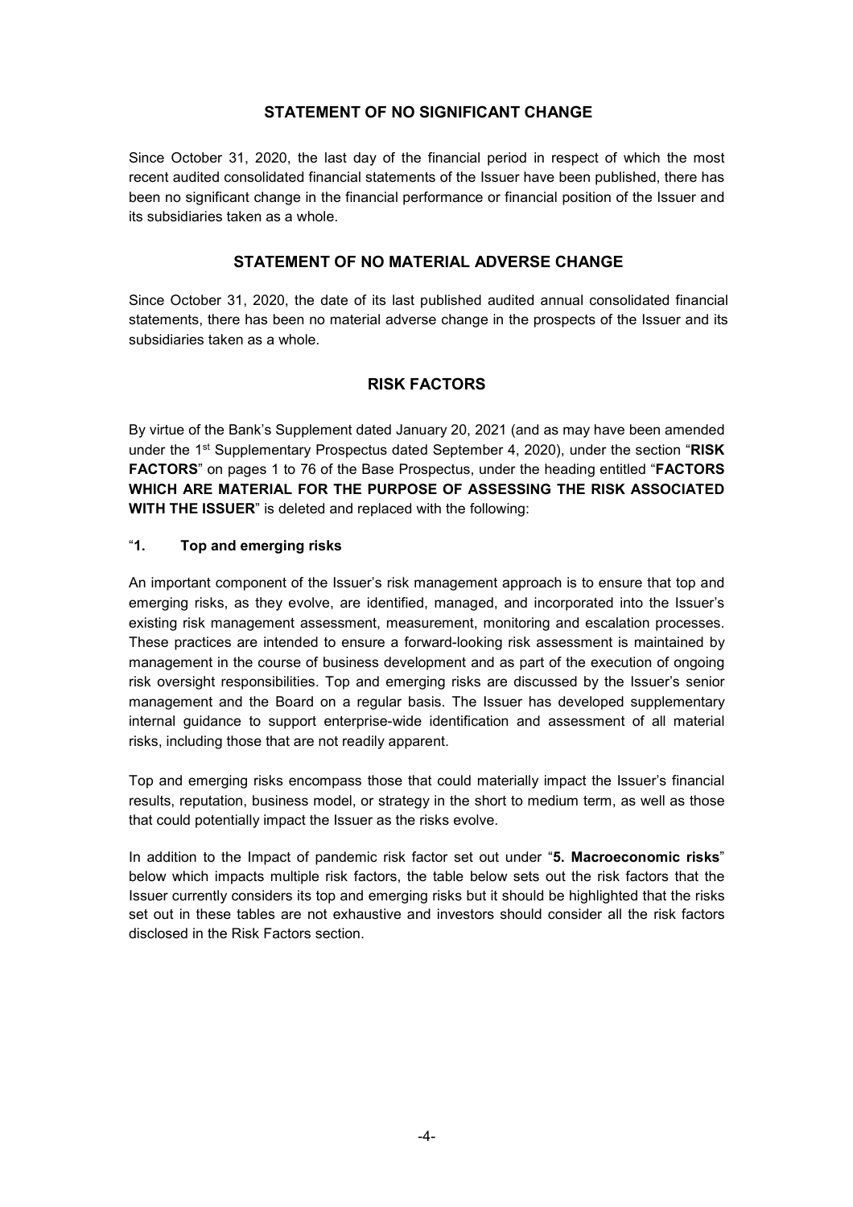## STATEMENT OF NO SIGNIFICANT CHANGE

Since October 31, 2020, the last day of the financial period in respect of which the most recent audited consolidated financial statements of the Issuer have been published, there has been no significant change in the financial performance or financial position of the Issuer and its subsidiaries taken as a whole.

## STATEMENT OF NO MATERIAL ADVERSE CHANGE

Since October 31, 2020, the date of its last published audited annual consolidated financial statements, there has been no material adverse change in the prospects of the Issuer and its subsidiaries taken as a whole.

## RISK FACTORS

By virtue of the Bank's Supplement dated January 20, 2021 (and as may have been amended under the 1st Supplementary Prospectus dated September 4, 2020), under the section "**RISK FACTORS**" on pages 1 to 76 of the Base Prospectus, under the heading entitled "**FACTORS WHICH ARE MATERIAL FOR THE PURPOSE OF ASSESSING THE RISK ASSOCIATED WITH THE ISSUER**" is deleted and replaced with the following:

"**1. Top and emerging risks**

An important component of the Issuer's risk management approach is to ensure that top and emerging risks, as they evolve, are identified, managed, and incorporated into the Issuer's existing risk management assessment, measurement, monitoring and escalation processes. These practices are intended to ensure a forward-looking risk assessment is maintained by management in the course of business development and as part of the execution of ongoing risk oversight responsibilities. Top and emerging risks are discussed by the Issuer's senior management and the Board on a regular basis. The Issuer has developed supplementary internal guidance to support enterprise-wide identification and assessment of all material risks, including those that are not readily apparent.

Top and emerging risks encompass those that could materially impact the Issuer's financial results, reputation, business model, or strategy in the short to medium term, as well as those that could potentially impact the Issuer as the risks evolve.

In addition to the Impact of pandemic risk factor set out under "**5. Macroeconomic risks**" below which impacts multiple risk factors, the table below sets out the risk factors that the Issuer currently considers its top and emerging risks but it should be highlighted that the risks set out in these tables are not exhaustive and investors should consider all the risk factors disclosed in the Risk Factors section.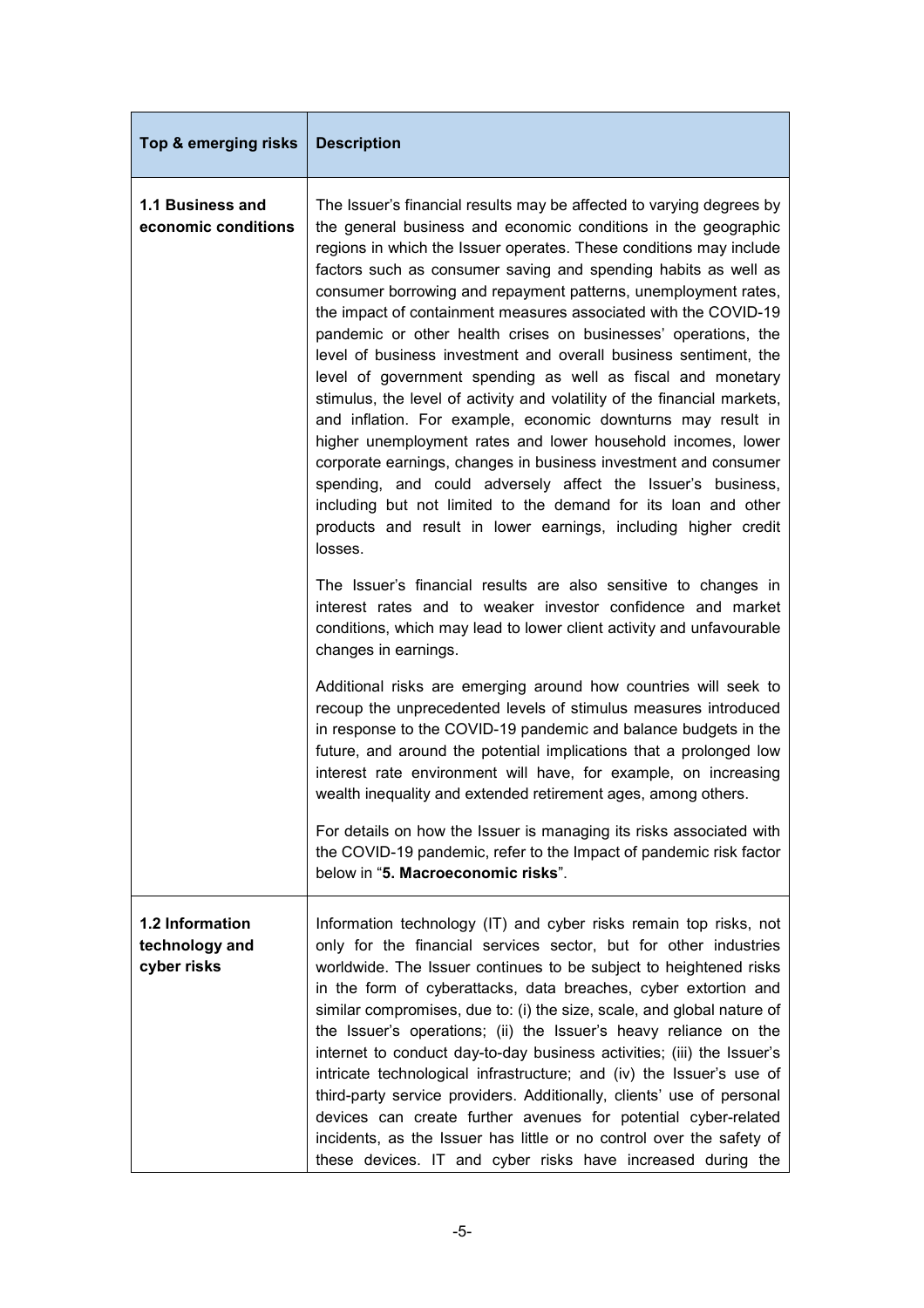| Top & emerging risks | Description |
|---|---|
| **1.1 Business and economic conditions** | The Issuer's financial results may be affected to varying degrees by the general business and economic conditions in the geographic regions in which the Issuer operates. These conditions may include factors such as consumer saving and spending habits as well as consumer borrowing and repayment patterns, unemployment rates, the impact of containment measures associated with the COVID-19 pandemic or other health crises on businesses' operations, the level of business investment and overall business sentiment, the level of government spending as well as fiscal and monetary stimulus, the level of activity and volatility of the financial markets, and inflation. For example, economic downturns may result in higher unemployment rates and lower household incomes, lower corporate earnings, changes in business investment and consumer spending, and could adversely affect the Issuer's business, including but not limited to the demand for its loan and other products and result in lower earnings, including higher credit losses.<br><br>The Issuer's financial results are also sensitive to changes in interest rates and to weaker investor confidence and market conditions, which may lead to lower client activity and unfavourable changes in earnings.<br><br>Additional risks are emerging around how countries will seek to recoup the unprecedented levels of stimulus measures introduced in response to the COVID-19 pandemic and balance budgets in the future, and around the potential implications that a prolonged low interest rate environment will have, for example, on increasing wealth inequality and extended retirement ages, among others.<br><br>For details on how the Issuer is managing its risks associated with the COVID-19 pandemic, refer to the Impact of pandemic risk factor below in "**5. Macroeconomic risks**". |
| **1.2 Information technology and cyber risks** | Information technology (IT) and cyber risks remain top risks, not only for the financial services sector, but for other industries worldwide. The Issuer continues to be subject to heightened risks in the form of cyberattacks, data breaches, cyber extortion and similar compromises, due to: (i) the size, scale, and global nature of the Issuer's operations; (ii) the Issuer's heavy reliance on the internet to conduct day-to-day business activities; (iii) the Issuer's intricate technological infrastructure; and (iv) the Issuer's use of third-party service providers. Additionally, clients' use of personal devices can create further avenues for potential cyber-related incidents, as the Issuer has little or no control over the safety of these devices. IT and cyber risks have increased during the |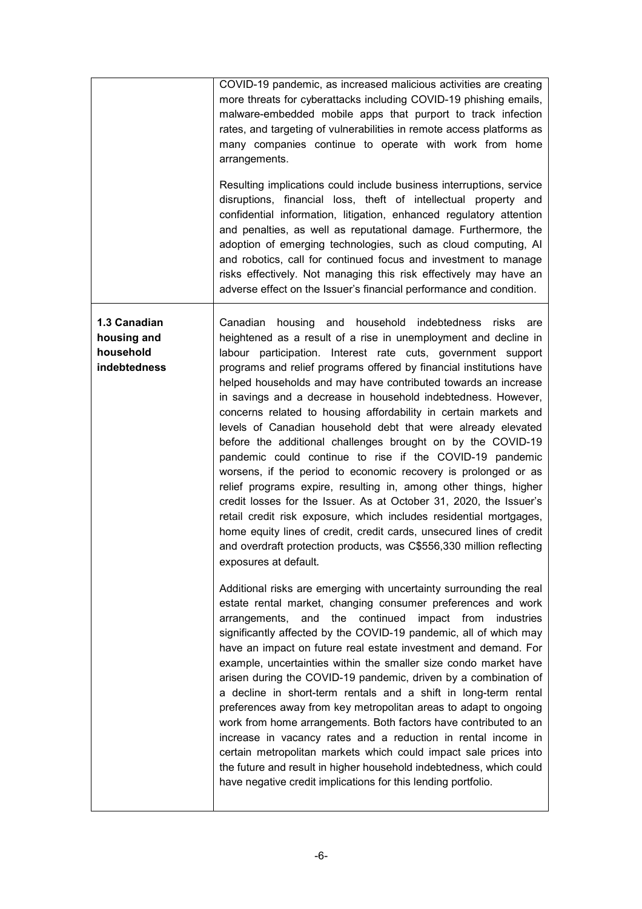| | |
|---|---|
| | COVID-19 pandemic, as increased malicious activities are creating more threats for cyberattacks including COVID-19 phishing emails, malware-embedded mobile apps that purport to track infection rates, and targeting of vulnerabilities in remote access platforms as many companies continue to operate with work from home arrangements.<br><br>Resulting implications could include business interruptions, service disruptions, financial loss, theft of intellectual property and confidential information, litigation, enhanced regulatory attention and penalties, as well as reputational damage. Furthermore, the adoption of emerging technologies, such as cloud computing, AI and robotics, call for continued focus and investment to manage risks effectively. Not managing this risk effectively may have an adverse effect on the Issuer's financial performance and condition. |
| **1.3 Canadian housing and household indebtedness** | Canadian housing and household indebtedness risks are heightened as a result of a rise in unemployment and decline in labour participation. Interest rate cuts, government support programs and relief programs offered by financial institutions have helped households and may have contributed towards an increase in savings and a decrease in household indebtedness. However, concerns related to housing affordability in certain markets and levels of Canadian household debt that were already elevated before the additional challenges brought on by the COVID-19 pandemic could continue to rise if the COVID-19 pandemic worsens, if the period to economic recovery is prolonged or as relief programs expire, resulting in, among other things, higher credit losses for the Issuer. As at October 31, 2020, the Issuer's retail credit risk exposure, which includes residential mortgages, home equity lines of credit, credit cards, unsecured lines of credit and overdraft protection products, was C$556,330 million reflecting exposures at default.<br><br>Additional risks are emerging with uncertainty surrounding the real estate rental market, changing consumer preferences and work arrangements, and the continued impact from industries significantly affected by the COVID-19 pandemic, all of which may have an impact on future real estate investment and demand. For example, uncertainties within the smaller size condo market have arisen during the COVID-19 pandemic, driven by a combination of a decline in short-term rentals and a shift in long-term rental preferences away from key metropolitan areas to adapt to ongoing work from home arrangements. Both factors have contributed to an increase in vacancy rates and a reduction in rental income in certain metropolitan markets which could impact sale prices into the future and result in higher household indebtedness, which could have negative credit implications for this lending portfolio. |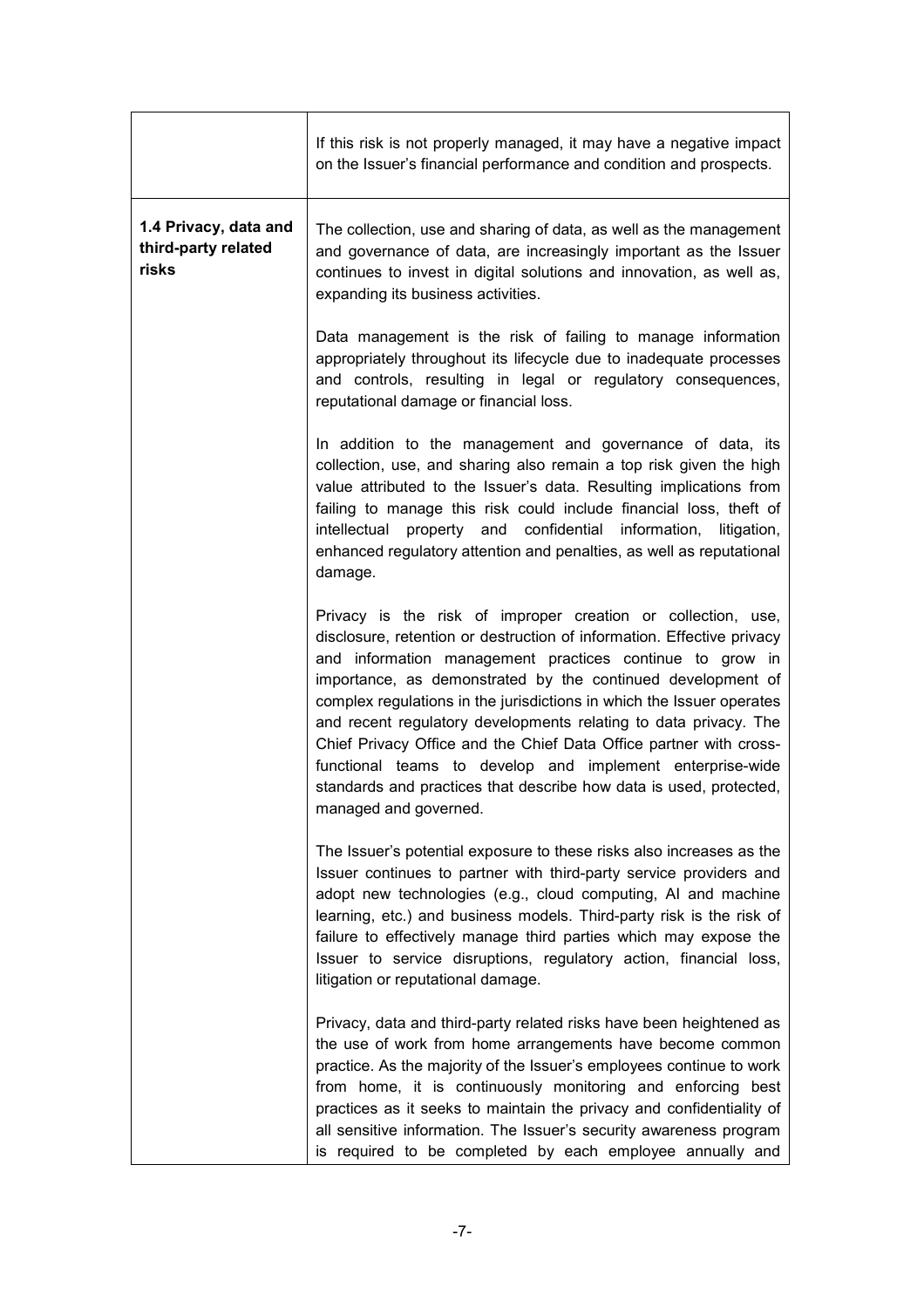| | |
|---|---|
| | If this risk is not properly managed, it may have a negative impact on the Issuer's financial performance and condition and prospects. |
| **1.4 Privacy, data and third-party related risks** | The collection, use and sharing of data, as well as the management and governance of data, are increasingly important as the Issuer continues to invest in digital solutions and innovation, as well as, expanding its business activities.<br><br>Data management is the risk of failing to manage information appropriately throughout its lifecycle due to inadequate processes and controls, resulting in legal or regulatory consequences, reputational damage or financial loss.<br><br>In addition to the management and governance of data, its collection, use, and sharing also remain a top risk given the high value attributed to the Issuer's data. Resulting implications from failing to manage this risk could include financial loss, theft of intellectual property and confidential information, litigation, enhanced regulatory attention and penalties, as well as reputational damage.<br><br>Privacy is the risk of improper creation or collection, use, disclosure, retention or destruction of information. Effective privacy and information management practices continue to grow in importance, as demonstrated by the continued development of complex regulations in the jurisdictions in which the Issuer operates and recent regulatory developments relating to data privacy. The Chief Privacy Office and the Chief Data Office partner with cross-functional teams to develop and implement enterprise-wide standards and practices that describe how data is used, protected, managed and governed.<br><br>The Issuer's potential exposure to these risks also increases as the Issuer continues to partner with third-party service providers and adopt new technologies (e.g., cloud computing, AI and machine learning, etc.) and business models. Third-party risk is the risk of failure to effectively manage third parties which may expose the Issuer to service disruptions, regulatory action, financial loss, litigation or reputational damage.<br><br>Privacy, data and third-party related risks have been heightened as the use of work from home arrangements have become common practice. As the majority of the Issuer's employees continue to work from home, it is continuously monitoring and enforcing best practices as it seeks to maintain the privacy and confidentiality of all sensitive information. The Issuer's security awareness program is required to be completed by each employee annually and |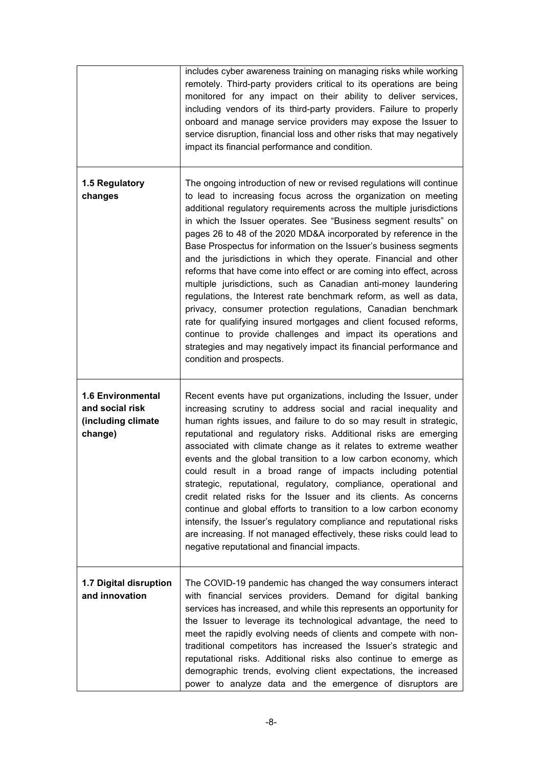| | |
|---|---|
| | includes cyber awareness training on managing risks while working remotely. Third-party providers critical to its operations are being monitored for any impact on their ability to deliver services, including vendors of its third-party providers. Failure to properly onboard and manage service providers may expose the Issuer to service disruption, financial loss and other risks that may negatively impact its financial performance and condition. |
| **1.5 Regulatory changes** | The ongoing introduction of new or revised regulations will continue to lead to increasing focus across the organization on meeting additional regulatory requirements across the multiple jurisdictions in which the Issuer operates. See "Business segment results" on pages 26 to 48 of the 2020 MD&A incorporated by reference in the Base Prospectus for information on the Issuer's business segments and the jurisdictions in which they operate. Financial and other reforms that have come into effect or are coming into effect, across multiple jurisdictions, such as Canadian anti-money laundering regulations, the Interest rate benchmark reform, as well as data, privacy, consumer protection regulations, Canadian benchmark rate for qualifying insured mortgages and client focused reforms, continue to provide challenges and impact its operations and strategies and may negatively impact its financial performance and condition and prospects. |
| **1.6 Environmental and social risk (including climate change)** | Recent events have put organizations, including the Issuer, under increasing scrutiny to address social and racial inequality and human rights issues, and failure to do so may result in strategic, reputational and regulatory risks. Additional risks are emerging associated with climate change as it relates to extreme weather events and the global transition to a low carbon economy, which could result in a broad range of impacts including potential strategic, reputational, regulatory, compliance, operational and credit related risks for the Issuer and its clients. As concerns continue and global efforts to transition to a low carbon economy intensify, the Issuer's regulatory compliance and reputational risks are increasing. If not managed effectively, these risks could lead to negative reputational and financial impacts. |
| **1.7 Digital disruption and innovation** | The COVID-19 pandemic has changed the way consumers interact with financial services providers. Demand for digital banking services has increased, and while this represents an opportunity for the Issuer to leverage its technological advantage, the need to meet the rapidly evolving needs of clients and compete with non-traditional competitors has increased the Issuer's strategic and reputational risks. Additional risks also continue to emerge as demographic trends, evolving client expectations, the increased power to analyze data and the emergence of disruptors are |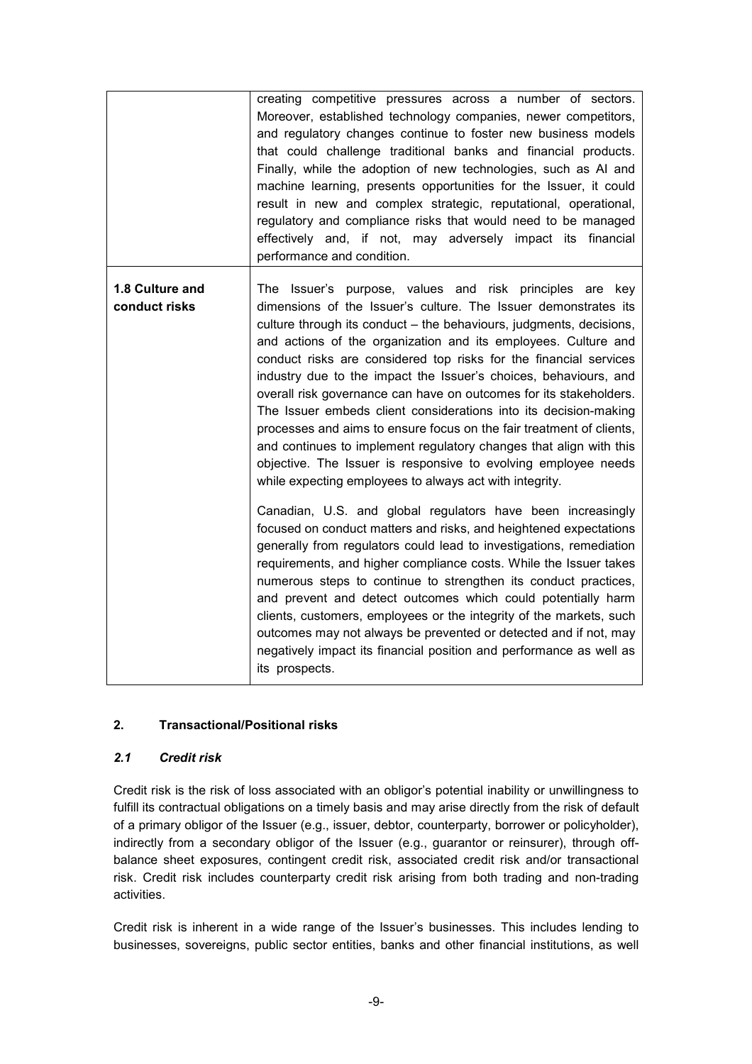| | |
|---|---|
| | creating competitive pressures across a number of sectors. Moreover, established technology companies, newer competitors, and regulatory changes continue to foster new business models that could challenge traditional banks and financial products. Finally, while the adoption of new technologies, such as AI and machine learning, presents opportunities for the Issuer, it could result in new and complex strategic, reputational, operational, regulatory and compliance risks that would need to be managed effectively and, if not, may adversely impact its financial performance and condition. |
| **1.8 Culture and conduct risks** | The Issuer's purpose, values and risk principles are key dimensions of the Issuer's culture. The Issuer demonstrates its culture through its conduct – the behaviours, judgments, decisions, and actions of the organization and its employees. Culture and conduct risks are considered top risks for the financial services industry due to the impact the Issuer's choices, behaviours, and overall risk governance can have on outcomes for its stakeholders. The Issuer embeds client considerations into its decision-making processes and aims to ensure focus on the fair treatment of clients, and continues to implement regulatory changes that align with this objective. The Issuer is responsive to evolving employee needs while expecting employees to always act with integrity.<br><br>Canadian, U.S. and global regulators have been increasingly focused on conduct matters and risks, and heightened expectations generally from regulators could lead to investigations, remediation requirements, and higher compliance costs. While the Issuer takes numerous steps to continue to strengthen its conduct practices, and prevent and detect outcomes which could potentially harm clients, customers, employees or the integrity of the markets, such outcomes may not always be prevented or detected and if not, may negatively impact its financial position and performance as well as its prospects. |

## 2. Transactional/Positional risks

### *2.1 Credit risk*

Credit risk is the risk of loss associated with an obligor's potential inability or unwillingness to fulfill its contractual obligations on a timely basis and may arise directly from the risk of default of a primary obligor of the Issuer (e.g., issuer, debtor, counterparty, borrower or policyholder), indirectly from a secondary obligor of the Issuer (e.g., guarantor or reinsurer), through off-balance sheet exposures, contingent credit risk, associated credit risk and/or transactional risk. Credit risk includes counterparty credit risk arising from both trading and non-trading activities.

Credit risk is inherent in a wide range of the Issuer's businesses. This includes lending to businesses, sovereigns, public sector entities, banks and other financial institutions, as well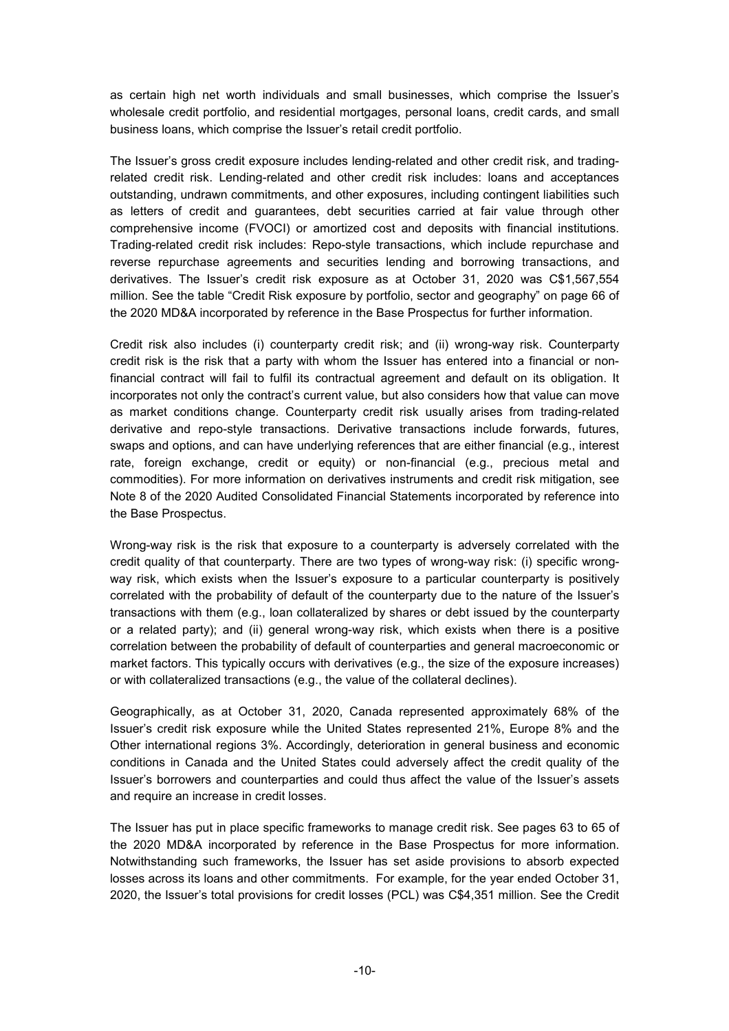as certain high net worth individuals and small businesses, which comprise the Issuer's wholesale credit portfolio, and residential mortgages, personal loans, credit cards, and small business loans, which comprise the Issuer's retail credit portfolio.

The Issuer's gross credit exposure includes lending-related and other credit risk, and trading-related credit risk. Lending-related and other credit risk includes: loans and acceptances outstanding, undrawn commitments, and other exposures, including contingent liabilities such as letters of credit and guarantees, debt securities carried at fair value through other comprehensive income (FVOCI) or amortized cost and deposits with financial institutions. Trading-related credit risk includes: Repo-style transactions, which include repurchase and reverse repurchase agreements and securities lending and borrowing transactions, and derivatives. The Issuer's credit risk exposure as at October 31, 2020 was C$1,567,554 million. See the table "Credit Risk exposure by portfolio, sector and geography" on page 66 of the 2020 MD&A incorporated by reference in the Base Prospectus for further information.

Credit risk also includes (i) counterparty credit risk; and (ii) wrong-way risk. Counterparty credit risk is the risk that a party with whom the Issuer has entered into a financial or non-financial contract will fail to fulfil its contractual agreement and default on its obligation. It incorporates not only the contract's current value, but also considers how that value can move as market conditions change. Counterparty credit risk usually arises from trading-related derivative and repo-style transactions. Derivative transactions include forwards, futures, swaps and options, and can have underlying references that are either financial (e.g., interest rate, foreign exchange, credit or equity) or non-financial (e.g., precious metal and commodities). For more information on derivatives instruments and credit risk mitigation, see Note 8 of the 2020 Audited Consolidated Financial Statements incorporated by reference into the Base Prospectus.

Wrong-way risk is the risk that exposure to a counterparty is adversely correlated with the credit quality of that counterparty. There are two types of wrong-way risk: (i) specific wrong-way risk, which exists when the Issuer's exposure to a particular counterparty is positively correlated with the probability of default of the counterparty due to the nature of the Issuer's transactions with them (e.g., loan collateralized by shares or debt issued by the counterparty or a related party); and (ii) general wrong-way risk, which exists when there is a positive correlation between the probability of default of counterparties and general macroeconomic or market factors. This typically occurs with derivatives (e.g., the size of the exposure increases) or with collateralized transactions (e.g., the value of the collateral declines).

Geographically, as at October 31, 2020, Canada represented approximately 68% of the Issuer's credit risk exposure while the United States represented 21%, Europe 8% and the Other international regions 3%. Accordingly, deterioration in general business and economic conditions in Canada and the United States could adversely affect the credit quality of the Issuer's borrowers and counterparties and could thus affect the value of the Issuer's assets and require an increase in credit losses.

The Issuer has put in place specific frameworks to manage credit risk. See pages 63 to 65 of the 2020 MD&A incorporated by reference in the Base Prospectus for more information. Notwithstanding such frameworks, the Issuer has set aside provisions to absorb expected losses across its loans and other commitments. For example, for the year ended October 31, 2020, the Issuer's total provisions for credit losses (PCL) was C$4,351 million. See the Credit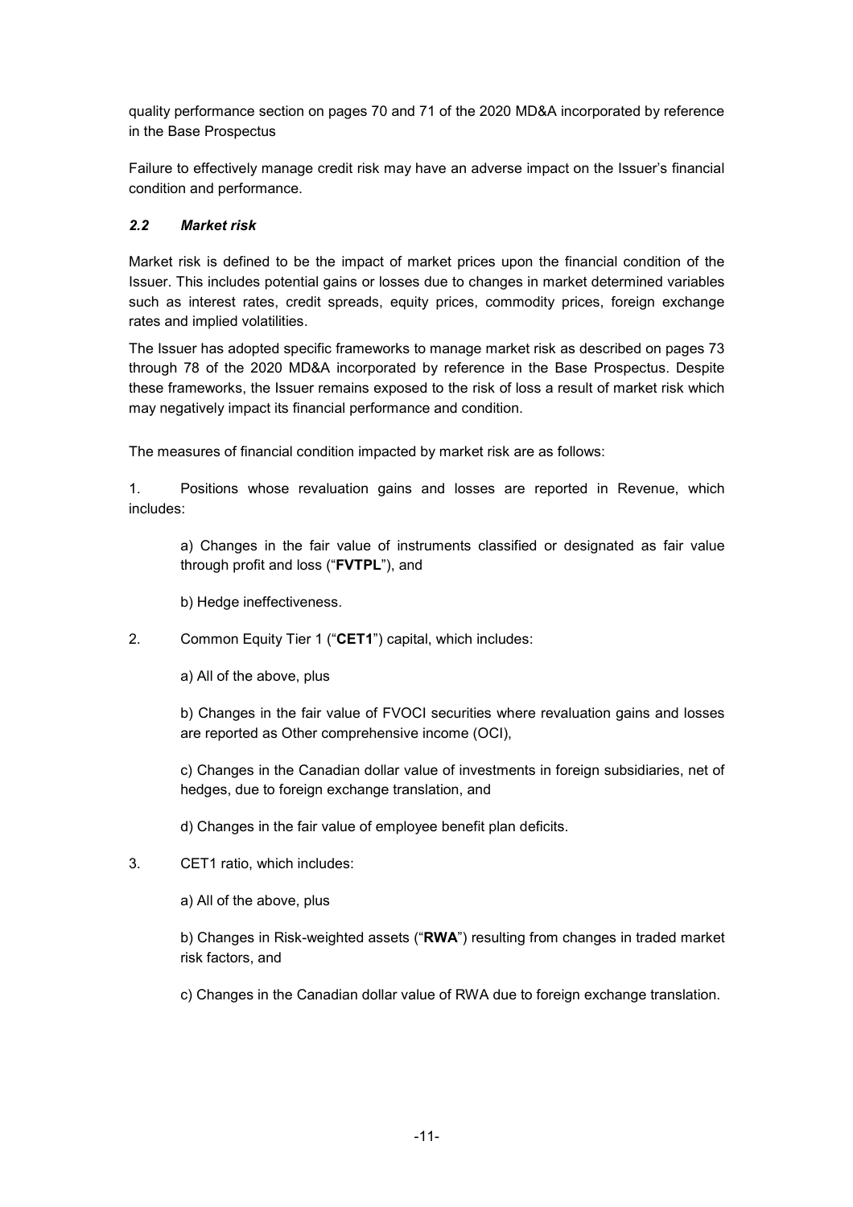quality performance section on pages 70 and 71 of the 2020 MD&A incorporated by reference in the Base Prospectus

Failure to effectively manage credit risk may have an adverse impact on the Issuer's financial condition and performance.

### *2.2 Market risk*

Market risk is defined to be the impact of market prices upon the financial condition of the Issuer. This includes potential gains or losses due to changes in market determined variables such as interest rates, credit spreads, equity prices, commodity prices, foreign exchange rates and implied volatilities.

The Issuer has adopted specific frameworks to manage market risk as described on pages 73 through 78 of the 2020 MD&A incorporated by reference in the Base Prospectus. Despite these frameworks, the Issuer remains exposed to the risk of loss a result of market risk which may negatively impact its financial performance and condition.

The measures of financial condition impacted by market risk are as follows:

1. Positions whose revaluation gains and losses are reported in Revenue, which includes:

    a) Changes in the fair value of instruments classified or designated as fair value through profit and loss ("**FVTPL**"), and

    b) Hedge ineffectiveness.

2. Common Equity Tier 1 ("**CET1**") capital, which includes:

    a) All of the above, plus

    b) Changes in the fair value of FVOCI securities where revaluation gains and losses are reported as Other comprehensive income (OCI),

    c) Changes in the Canadian dollar value of investments in foreign subsidiaries, net of hedges, due to foreign exchange translation, and

    d) Changes in the fair value of employee benefit plan deficits.

3. CET1 ratio, which includes:

    a) All of the above, plus

    b) Changes in Risk-weighted assets ("**RWA**") resulting from changes in traded market risk factors, and

    c) Changes in the Canadian dollar value of RWA due to foreign exchange translation.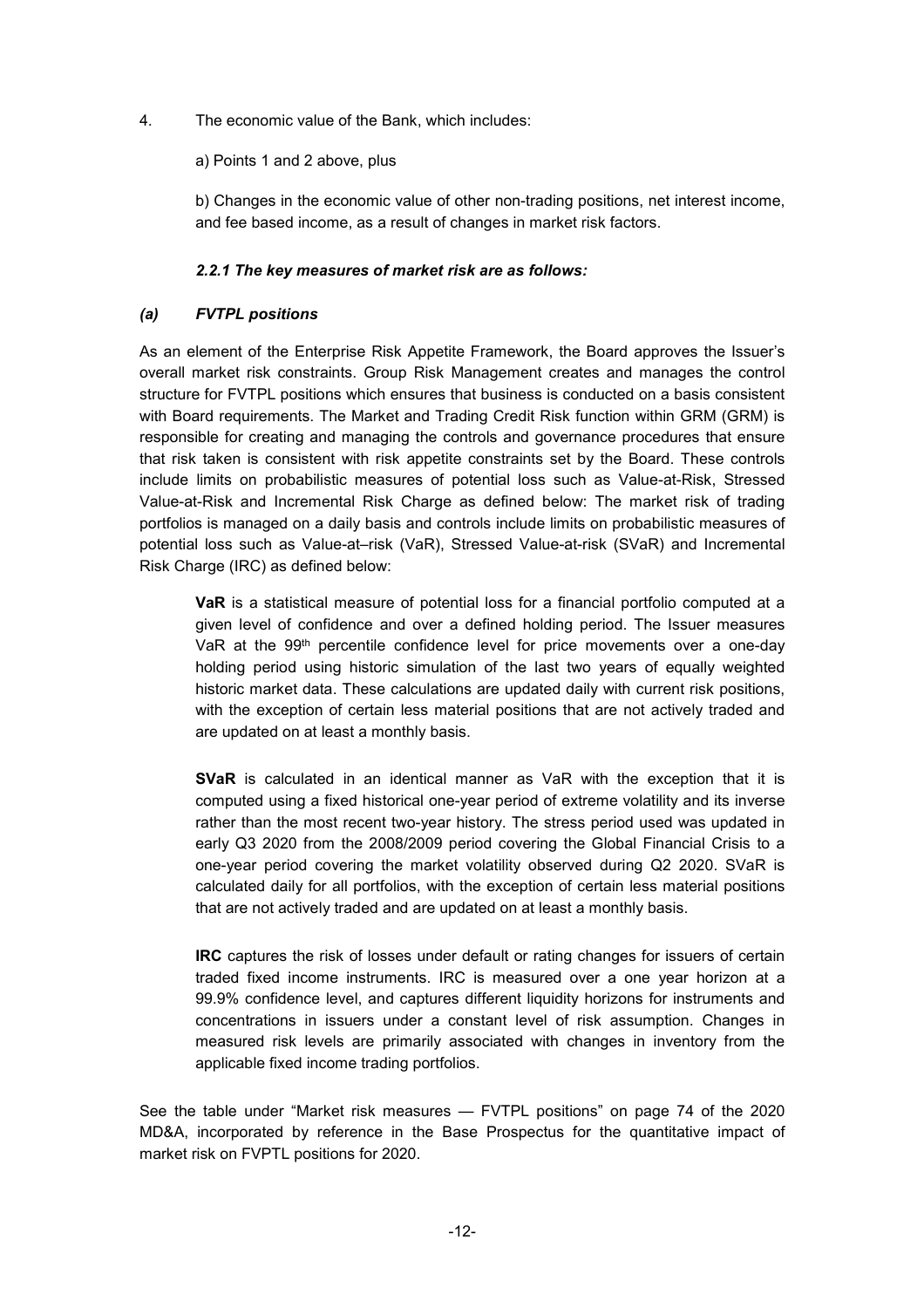4. The economic value of the Bank, which includes:

   a) Points 1 and 2 above, plus

   b) Changes in the economic value of other non-trading positions, net interest income, and fee based income, as a result of changes in market risk factors.

### *2.2.1 The key measures of market risk are as follows:*

#### *(a) FVTPL positions*

As an element of the Enterprise Risk Appetite Framework, the Board approves the Issuer's overall market risk constraints. Group Risk Management creates and manages the control structure for FVTPL positions which ensures that business is conducted on a basis consistent with Board requirements. The Market and Trading Credit Risk function within GRM (GRM) is responsible for creating and managing the controls and governance procedures that ensure that risk taken is consistent with risk appetite constraints set by the Board. These controls include limits on probabilistic measures of potential loss such as Value-at-Risk, Stressed Value-at-Risk and Incremental Risk Charge as defined below: The market risk of trading portfolios is managed on a daily basis and controls include limits on probabilistic measures of potential loss such as Value-at–risk (VaR), Stressed Value-at-risk (SVaR) and Incremental Risk Charge (IRC) as defined below:

**VaR** is a statistical measure of potential loss for a financial portfolio computed at a given level of confidence and over a defined holding period. The Issuer measures VaR at the 99th percentile confidence level for price movements over a one-day holding period using historic simulation of the last two years of equally weighted historic market data. These calculations are updated daily with current risk positions, with the exception of certain less material positions that are not actively traded and are updated on at least a monthly basis.

**SVaR** is calculated in an identical manner as VaR with the exception that it is computed using a fixed historical one-year period of extreme volatility and its inverse rather than the most recent two-year history. The stress period used was updated in early Q3 2020 from the 2008/2009 period covering the Global Financial Crisis to a one-year period covering the market volatility observed during Q2 2020. SVaR is calculated daily for all portfolios, with the exception of certain less material positions that are not actively traded and are updated on at least a monthly basis.

**IRC** captures the risk of losses under default or rating changes for issuers of certain traded fixed income instruments. IRC is measured over a one year horizon at a 99.9% confidence level, and captures different liquidity horizons for instruments and concentrations in issuers under a constant level of risk assumption. Changes in measured risk levels are primarily associated with changes in inventory from the applicable fixed income trading portfolios.

See the table under "Market risk measures — FVTPL positions" on page 74 of the 2020 MD&A, incorporated by reference in the Base Prospectus for the quantitative impact of market risk on FVPTL positions for 2020.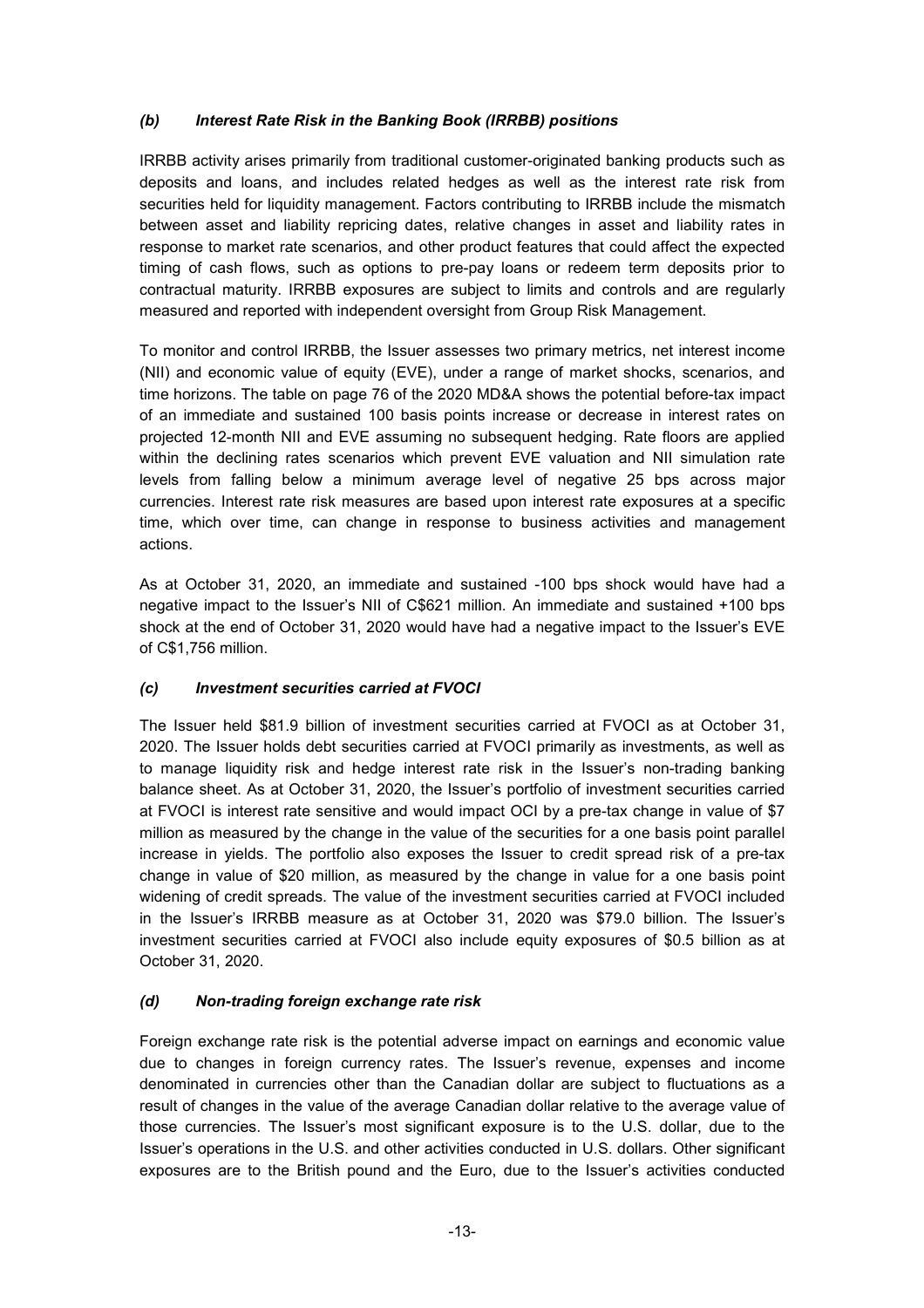### *(b) Interest Rate Risk in the Banking Book (IRRBB) positions*

IRRBB activity arises primarily from traditional customer-originated banking products such as deposits and loans, and includes related hedges as well as the interest rate risk from securities held for liquidity management. Factors contributing to IRRBB include the mismatch between asset and liability repricing dates, relative changes in asset and liability rates in response to market rate scenarios, and other product features that could affect the expected timing of cash flows, such as options to pre-pay loans or redeem term deposits prior to contractual maturity. IRRBB exposures are subject to limits and controls and are regularly measured and reported with independent oversight from Group Risk Management.

To monitor and control IRRBB, the Issuer assesses two primary metrics, net interest income (NII) and economic value of equity (EVE), under a range of market shocks, scenarios, and time horizons. The table on page 76 of the 2020 MD&A shows the potential before-tax impact of an immediate and sustained 100 basis points increase or decrease in interest rates on projected 12-month NII and EVE assuming no subsequent hedging. Rate floors are applied within the declining rates scenarios which prevent EVE valuation and NII simulation rate levels from falling below a minimum average level of negative 25 bps across major currencies. Interest rate risk measures are based upon interest rate exposures at a specific time, which over time, can change in response to business activities and management actions.

As at October 31, 2020, an immediate and sustained -100 bps shock would have had a negative impact to the Issuer's NII of C$621 million. An immediate and sustained +100 bps shock at the end of October 31, 2020 would have had a negative impact to the Issuer's EVE of C$1,756 million.

### *(c) Investment securities carried at FVOCI*

The Issuer held $81.9 billion of investment securities carried at FVOCI as at October 31, 2020. The Issuer holds debt securities carried at FVOCI primarily as investments, as well as to manage liquidity risk and hedge interest rate risk in the Issuer's non-trading banking balance sheet. As at October 31, 2020, the Issuer's portfolio of investment securities carried at FVOCI is interest rate sensitive and would impact OCI by a pre-tax change in value of $7 million as measured by the change in the value of the securities for a one basis point parallel increase in yields. The portfolio also exposes the Issuer to credit spread risk of a pre-tax change in value of $20 million, as measured by the change in value for a one basis point widening of credit spreads. The value of the investment securities carried at FVOCI included in the Issuer's IRRBB measure as at October 31, 2020 was $79.0 billion. The Issuer's investment securities carried at FVOCI also include equity exposures of $0.5 billion as at October 31, 2020.

### *(d) Non-trading foreign exchange rate risk*

Foreign exchange rate risk is the potential adverse impact on earnings and economic value due to changes in foreign currency rates. The Issuer's revenue, expenses and income denominated in currencies other than the Canadian dollar are subject to fluctuations as a result of changes in the value of the average Canadian dollar relative to the average value of those currencies. The Issuer's most significant exposure is to the U.S. dollar, due to the Issuer's operations in the U.S. and other activities conducted in U.S. dollars. Other significant exposures are to the British pound and the Euro, due to the Issuer's activities conducted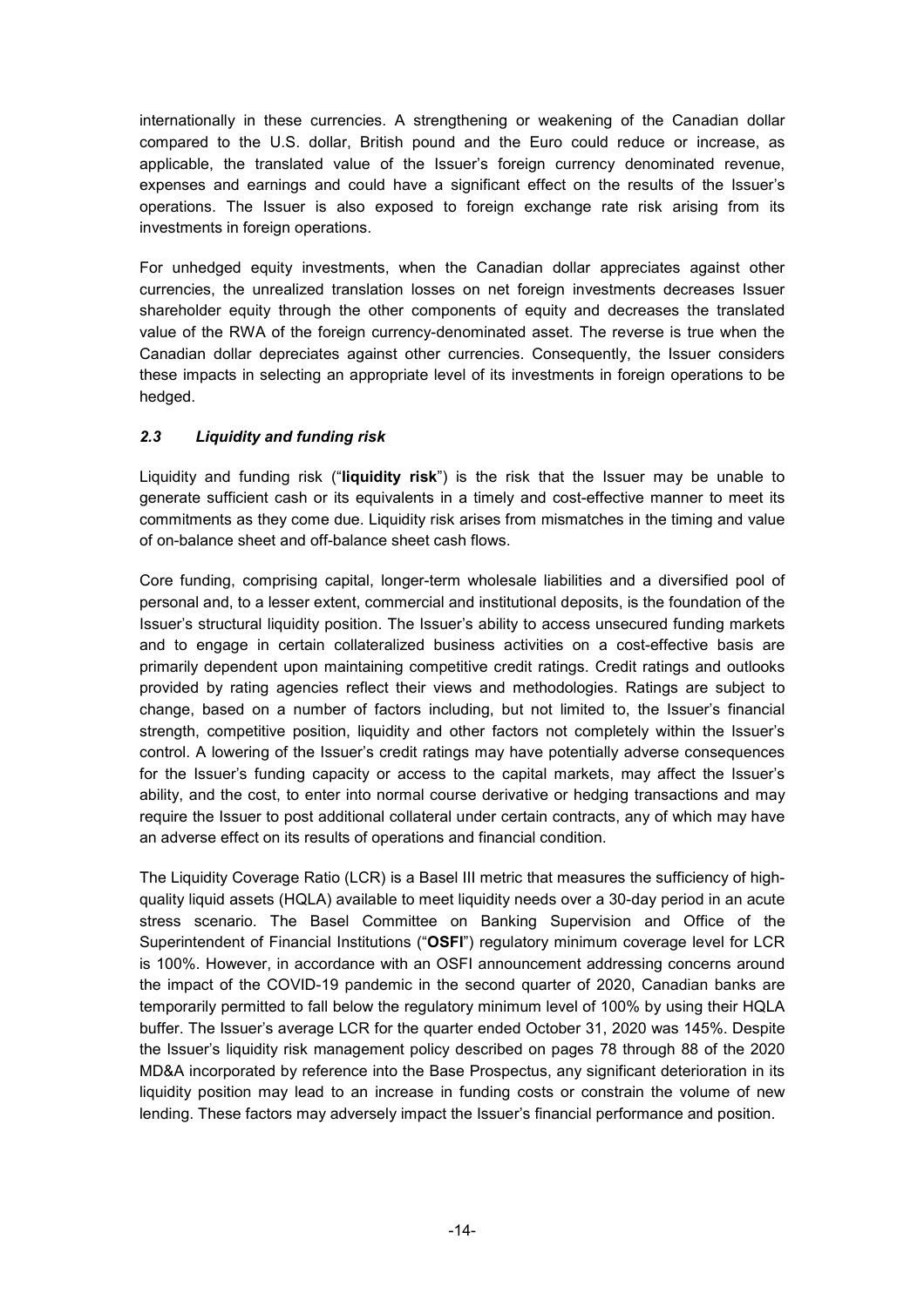internationally in these currencies. A strengthening or weakening of the Canadian dollar compared to the U.S. dollar, British pound and the Euro could reduce or increase, as applicable, the translated value of the Issuer's foreign currency denominated revenue, expenses and earnings and could have a significant effect on the results of the Issuer's operations. The Issuer is also exposed to foreign exchange rate risk arising from its investments in foreign operations.

For unhedged equity investments, when the Canadian dollar appreciates against other currencies, the unrealized translation losses on net foreign investments decreases Issuer shareholder equity through the other components of equity and decreases the translated value of the RWA of the foreign currency-denominated asset. The reverse is true when the Canadian dollar depreciates against other currencies. Consequently, the Issuer considers these impacts in selecting an appropriate level of its investments in foreign operations to be hedged.

### *2.3 Liquidity and funding risk*

Liquidity and funding risk ("**liquidity risk**") is the risk that the Issuer may be unable to generate sufficient cash or its equivalents in a timely and cost-effective manner to meet its commitments as they come due. Liquidity risk arises from mismatches in the timing and value of on-balance sheet and off-balance sheet cash flows.

Core funding, comprising capital, longer-term wholesale liabilities and a diversified pool of personal and, to a lesser extent, commercial and institutional deposits, is the foundation of the Issuer's structural liquidity position. The Issuer's ability to access unsecured funding markets and to engage in certain collateralized business activities on a cost-effective basis are primarily dependent upon maintaining competitive credit ratings. Credit ratings and outlooks provided by rating agencies reflect their views and methodologies. Ratings are subject to change, based on a number of factors including, but not limited to, the Issuer's financial strength, competitive position, liquidity and other factors not completely within the Issuer's control. A lowering of the Issuer's credit ratings may have potentially adverse consequences for the Issuer's funding capacity or access to the capital markets, may affect the Issuer's ability, and the cost, to enter into normal course derivative or hedging transactions and may require the Issuer to post additional collateral under certain contracts, any of which may have an adverse effect on its results of operations and financial condition.

The Liquidity Coverage Ratio (LCR) is a Basel III metric that measures the sufficiency of high-quality liquid assets (HQLA) available to meet liquidity needs over a 30-day period in an acute stress scenario. The Basel Committee on Banking Supervision and Office of the Superintendent of Financial Institutions ("**OSFI**") regulatory minimum coverage level for LCR is 100%. However, in accordance with an OSFI announcement addressing concerns around the impact of the COVID-19 pandemic in the second quarter of 2020, Canadian banks are temporarily permitted to fall below the regulatory minimum level of 100% by using their HQLA buffer. The Issuer's average LCR for the quarter ended October 31, 2020 was 145%. Despite the Issuer's liquidity risk management policy described on pages 78 through 88 of the 2020 MD&A incorporated by reference into the Base Prospectus, any significant deterioration in its liquidity position may lead to an increase in funding costs or constrain the volume of new lending. These factors may adversely impact the Issuer's financial performance and position.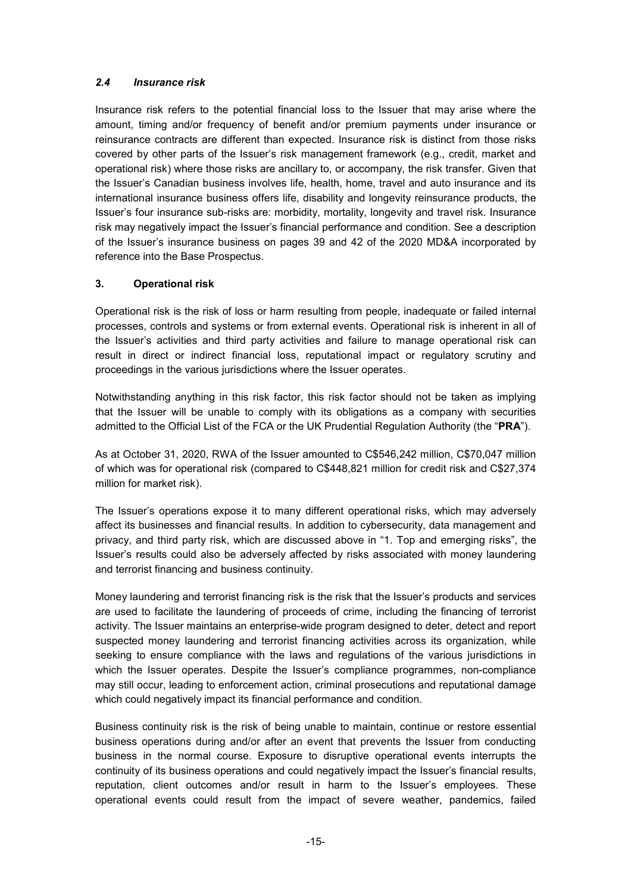### *2.4 Insurance risk*

Insurance risk refers to the potential financial loss to the Issuer that may arise where the amount, timing and/or frequency of benefit and/or premium payments under insurance or reinsurance contracts are different than expected. Insurance risk is distinct from those risks covered by other parts of the Issuer's risk management framework (e.g., credit, market and operational risk) where those risks are ancillary to, or accompany, the risk transfer. Given that the Issuer's Canadian business involves life, health, home, travel and auto insurance and its international insurance business offers life, disability and longevity reinsurance products, the Issuer's four insurance sub-risks are: morbidity, mortality, longevity and travel risk. Insurance risk may negatively impact the Issuer's financial performance and condition. See a description of the Issuer's insurance business on pages 39 and 42 of the 2020 MD&A incorporated by reference into the Base Prospectus.

## 3. Operational risk

Operational risk is the risk of loss or harm resulting from people, inadequate or failed internal processes, controls and systems or from external events. Operational risk is inherent in all of the Issuer's activities and third party activities and failure to manage operational risk can result in direct or indirect financial loss, reputational impact or regulatory scrutiny and proceedings in the various jurisdictions where the Issuer operates.

Notwithstanding anything in this risk factor, this risk factor should not be taken as implying that the Issuer will be unable to comply with its obligations as a company with securities admitted to the Official List of the FCA or the UK Prudential Regulation Authority (the "**PRA**").

As at October 31, 2020, RWA of the Issuer amounted to C$546,242 million, C$70,047 million of which was for operational risk (compared to C$448,821 million for credit risk and C$27,374 million for market risk).

The Issuer's operations expose it to many different operational risks, which may adversely affect its businesses and financial results. In addition to cybersecurity, data management and privacy, and third party risk, which are discussed above in "1. Top and emerging risks", the Issuer's results could also be adversely affected by risks associated with money laundering and terrorist financing and business continuity.

Money laundering and terrorist financing risk is the risk that the Issuer's products and services are used to facilitate the laundering of proceeds of crime, including the financing of terrorist activity. The Issuer maintains an enterprise-wide program designed to deter, detect and report suspected money laundering and terrorist financing activities across its organization, while seeking to ensure compliance with the laws and regulations of the various jurisdictions in which the Issuer operates. Despite the Issuer's compliance programmes, non-compliance may still occur, leading to enforcement action, criminal prosecutions and reputational damage which could negatively impact its financial performance and condition.

Business continuity risk is the risk of being unable to maintain, continue or restore essential business operations during and/or after an event that prevents the Issuer from conducting business in the normal course. Exposure to disruptive operational events interrupts the continuity of its business operations and could negatively impact the Issuer's financial results, reputation, client outcomes and/or result in harm to the Issuer's employees. These operational events could result from the impact of severe weather, pandemics, failed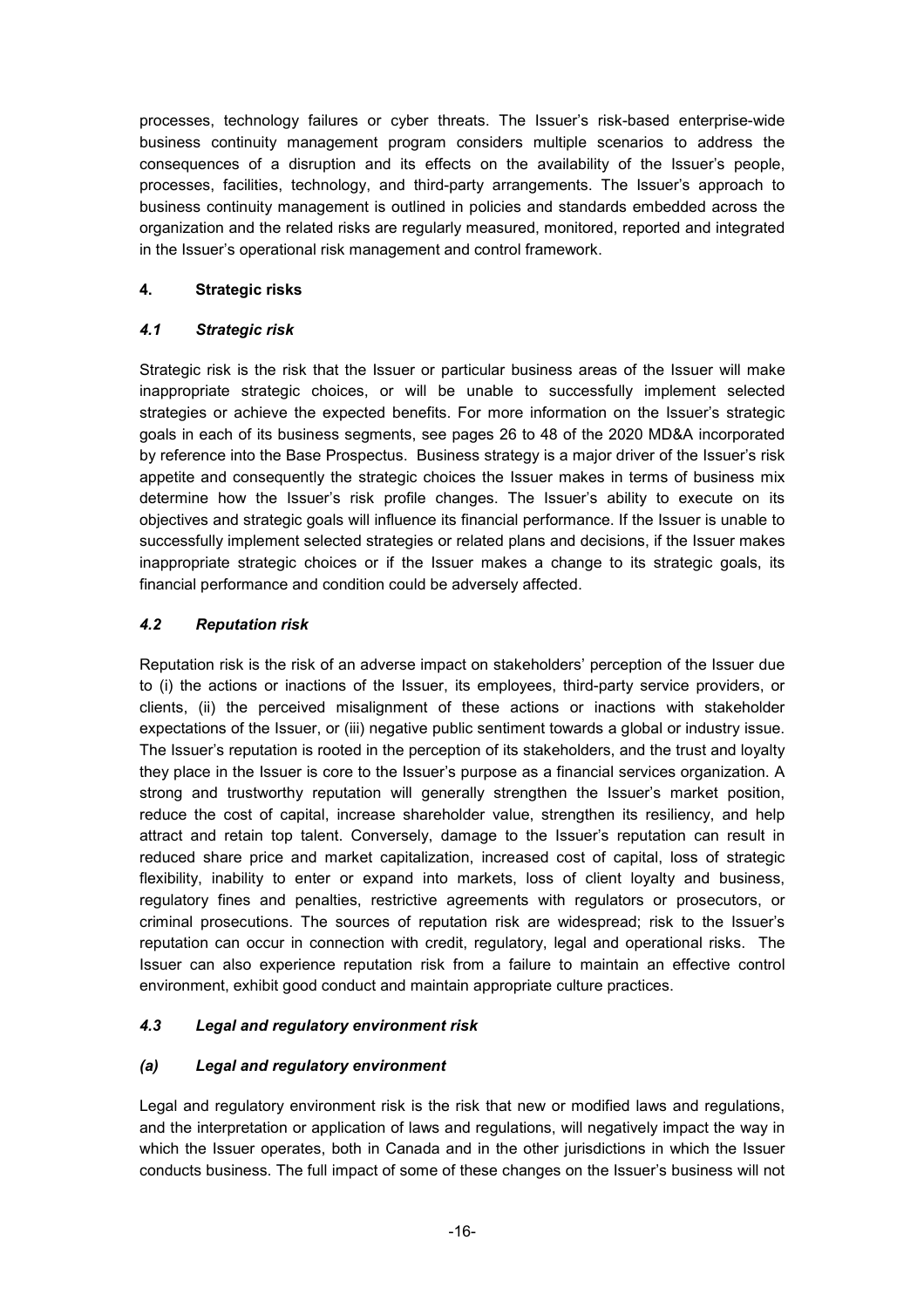processes, technology failures or cyber threats. The Issuer's risk-based enterprise-wide business continuity management program considers multiple scenarios to address the consequences of a disruption and its effects on the availability of the Issuer's people, processes, facilities, technology, and third-party arrangements. The Issuer's approach to business continuity management is outlined in policies and standards embedded across the organization and the related risks are regularly measured, monitored, reported and integrated in the Issuer's operational risk management and control framework.

## 4. Strategic risks

### *4.1 Strategic risk*

Strategic risk is the risk that the Issuer or particular business areas of the Issuer will make inappropriate strategic choices, or will be unable to successfully implement selected strategies or achieve the expected benefits. For more information on the Issuer's strategic goals in each of its business segments, see pages 26 to 48 of the 2020 MD&A incorporated by reference into the Base Prospectus. Business strategy is a major driver of the Issuer's risk appetite and consequently the strategic choices the Issuer makes in terms of business mix determine how the Issuer's risk profile changes. The Issuer's ability to execute on its objectives and strategic goals will influence its financial performance. If the Issuer is unable to successfully implement selected strategies or related plans and decisions, if the Issuer makes inappropriate strategic choices or if the Issuer makes a change to its strategic goals, its financial performance and condition could be adversely affected.

### *4.2 Reputation risk*

Reputation risk is the risk of an adverse impact on stakeholders' perception of the Issuer due to (i) the actions or inactions of the Issuer, its employees, third-party service providers, or clients, (ii) the perceived misalignment of these actions or inactions with stakeholder expectations of the Issuer, or (iii) negative public sentiment towards a global or industry issue. The Issuer's reputation is rooted in the perception of its stakeholders, and the trust and loyalty they place in the Issuer is core to the Issuer's purpose as a financial services organization. A strong and trustworthy reputation will generally strengthen the Issuer's market position, reduce the cost of capital, increase shareholder value, strengthen its resiliency, and help attract and retain top talent. Conversely, damage to the Issuer's reputation can result in reduced share price and market capitalization, increased cost of capital, loss of strategic flexibility, inability to enter or expand into markets, loss of client loyalty and business, regulatory fines and penalties, restrictive agreements with regulators or prosecutors, or criminal prosecutions. The sources of reputation risk are widespread; risk to the Issuer's reputation can occur in connection with credit, regulatory, legal and operational risks. The Issuer can also experience reputation risk from a failure to maintain an effective control environment, exhibit good conduct and maintain appropriate culture practices.

### *4.3 Legal and regulatory environment risk*

#### *(a) Legal and regulatory environment*

Legal and regulatory environment risk is the risk that new or modified laws and regulations, and the interpretation or application of laws and regulations, will negatively impact the way in which the Issuer operates, both in Canada and in the other jurisdictions in which the Issuer conducts business. The full impact of some of these changes on the Issuer's business will not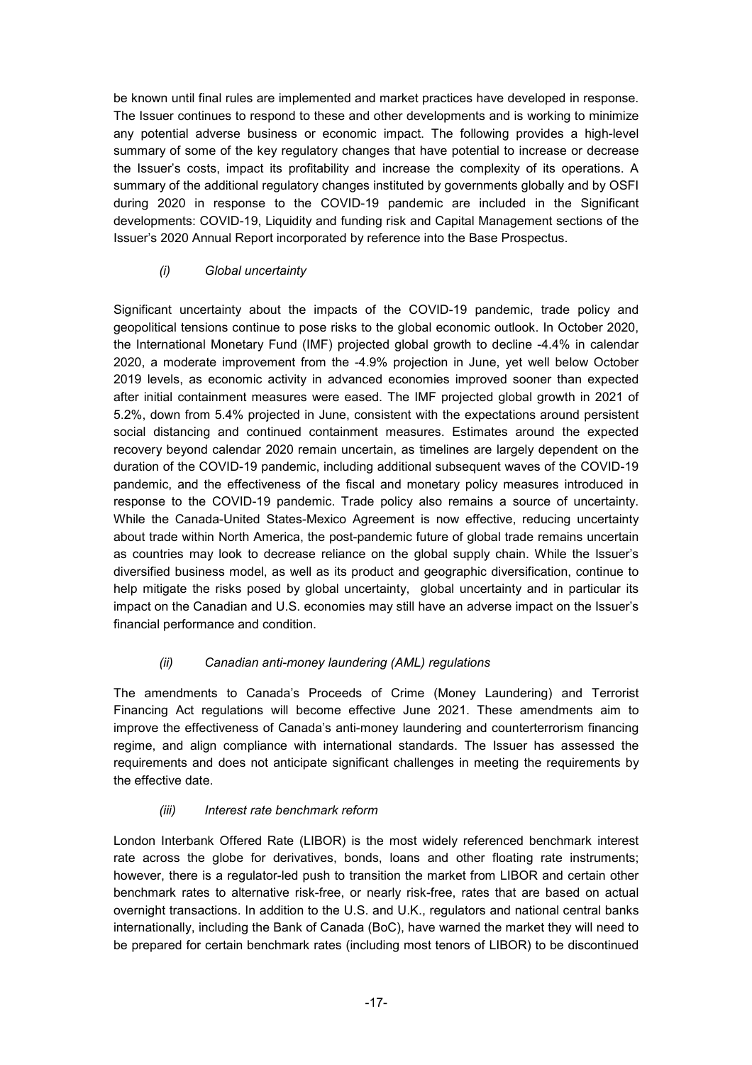be known until final rules are implemented and market practices have developed in response. The Issuer continues to respond to these and other developments and is working to minimize any potential adverse business or economic impact. The following provides a high-level summary of some of the key regulatory changes that have potential to increase or decrease the Issuer's costs, impact its profitability and increase the complexity of its operations. A summary of the additional regulatory changes instituted by governments globally and by OSFI during 2020 in response to the COVID-19 pandemic are included in the Significant developments: COVID-19, Liquidity and funding risk and Capital Management sections of the Issuer's 2020 Annual Report incorporated by reference into the Base Prospectus.

*(i) Global uncertainty*

Significant uncertainty about the impacts of the COVID-19 pandemic, trade policy and geopolitical tensions continue to pose risks to the global economic outlook. In October 2020, the International Monetary Fund (IMF) projected global growth to decline -4.4% in calendar 2020, a moderate improvement from the -4.9% projection in June, yet well below October 2019 levels, as economic activity in advanced economies improved sooner than expected after initial containment measures were eased. The IMF projected global growth in 2021 of 5.2%, down from 5.4% projected in June, consistent with the expectations around persistent social distancing and continued containment measures. Estimates around the expected recovery beyond calendar 2020 remain uncertain, as timelines are largely dependent on the duration of the COVID-19 pandemic, including additional subsequent waves of the COVID-19 pandemic, and the effectiveness of the fiscal and monetary policy measures introduced in response to the COVID-19 pandemic. Trade policy also remains a source of uncertainty. While the Canada-United States-Mexico Agreement is now effective, reducing uncertainty about trade within North America, the post-pandemic future of global trade remains uncertain as countries may look to decrease reliance on the global supply chain. While the Issuer's diversified business model, as well as its product and geographic diversification, continue to help mitigate the risks posed by global uncertainty, global uncertainty and in particular its impact on the Canadian and U.S. economies may still have an adverse impact on the Issuer's financial performance and condition.

*(ii) Canadian anti-money laundering (AML) regulations*

The amendments to Canada's Proceeds of Crime (Money Laundering) and Terrorist Financing Act regulations will become effective June 2021. These amendments aim to improve the effectiveness of Canada's anti-money laundering and counterterrorism financing regime, and align compliance with international standards. The Issuer has assessed the requirements and does not anticipate significant challenges in meeting the requirements by the effective date.

*(iii) Interest rate benchmark reform*

London Interbank Offered Rate (LIBOR) is the most widely referenced benchmark interest rate across the globe for derivatives, bonds, loans and other floating rate instruments; however, there is a regulator-led push to transition the market from LIBOR and certain other benchmark rates to alternative risk-free, or nearly risk-free, rates that are based on actual overnight transactions. In addition to the U.S. and U.K., regulators and national central banks internationally, including the Bank of Canada (BoC), have warned the market they will need to be prepared for certain benchmark rates (including most tenors of LIBOR) to be discontinued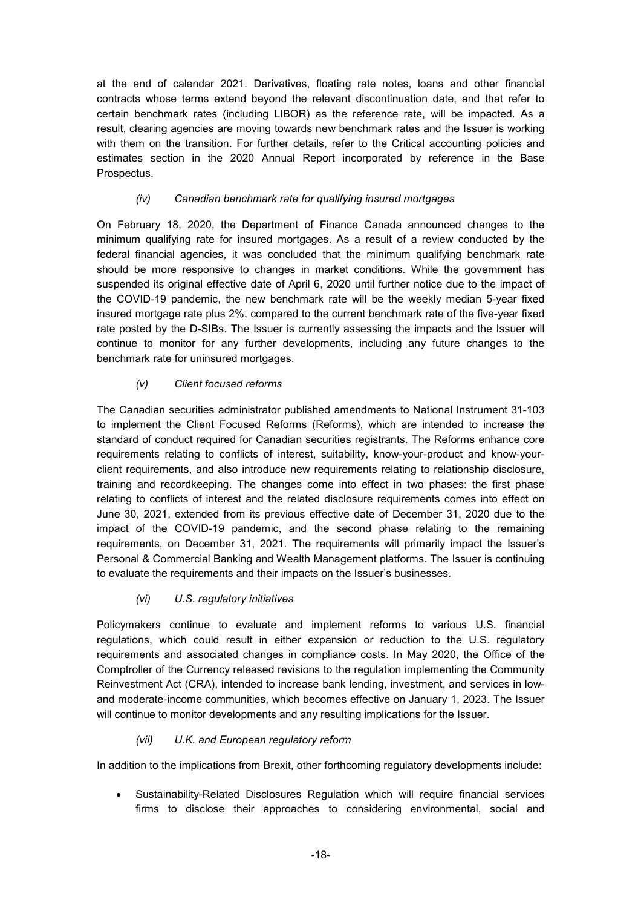at the end of calendar 2021. Derivatives, floating rate notes, loans and other financial contracts whose terms extend beyond the relevant discontinuation date, and that refer to certain benchmark rates (including LIBOR) as the reference rate, will be impacted. As a result, clearing agencies are moving towards new benchmark rates and the Issuer is working with them on the transition. For further details, refer to the Critical accounting policies and estimates section in the 2020 Annual Report incorporated by reference in the Base Prospectus.

*(iv) Canadian benchmark rate for qualifying insured mortgages*

On February 18, 2020, the Department of Finance Canada announced changes to the minimum qualifying rate for insured mortgages. As a result of a review conducted by the federal financial agencies, it was concluded that the minimum qualifying benchmark rate should be more responsive to changes in market conditions. While the government has suspended its original effective date of April 6, 2020 until further notice due to the impact of the COVID-19 pandemic, the new benchmark rate will be the weekly median 5-year fixed insured mortgage rate plus 2%, compared to the current benchmark rate of the five-year fixed rate posted by the D-SIBs. The Issuer is currently assessing the impacts and the Issuer will continue to monitor for any further developments, including any future changes to the benchmark rate for uninsured mortgages.

*(v) Client focused reforms*

The Canadian securities administrator published amendments to National Instrument 31-103 to implement the Client Focused Reforms (Reforms), which are intended to increase the standard of conduct required for Canadian securities registrants. The Reforms enhance core requirements relating to conflicts of interest, suitability, know-your-product and know-your-client requirements, and also introduce new requirements relating to relationship disclosure, training and recordkeeping. The changes come into effect in two phases: the first phase relating to conflicts of interest and the related disclosure requirements comes into effect on June 30, 2021, extended from its previous effective date of December 31, 2020 due to the impact of the COVID-19 pandemic, and the second phase relating to the remaining requirements, on December 31, 2021. The requirements will primarily impact the Issuer's Personal & Commercial Banking and Wealth Management platforms. The Issuer is continuing to evaluate the requirements and their impacts on the Issuer's businesses.

*(vi) U.S. regulatory initiatives*

Policymakers continue to evaluate and implement reforms to various U.S. financial regulations, which could result in either expansion or reduction to the U.S. regulatory requirements and associated changes in compliance costs. In May 2020, the Office of the Comptroller of the Currency released revisions to the regulation implementing the Community Reinvestment Act (CRA), intended to increase bank lending, investment, and services in low- and moderate-income communities, which becomes effective on January 1, 2023. The Issuer will continue to monitor developments and any resulting implications for the Issuer.

*(vii) U.K. and European regulatory reform*

In addition to the implications from Brexit, other forthcoming regulatory developments include:

- Sustainability-Related Disclosures Regulation which will require financial services firms to disclose their approaches to considering environmental, social and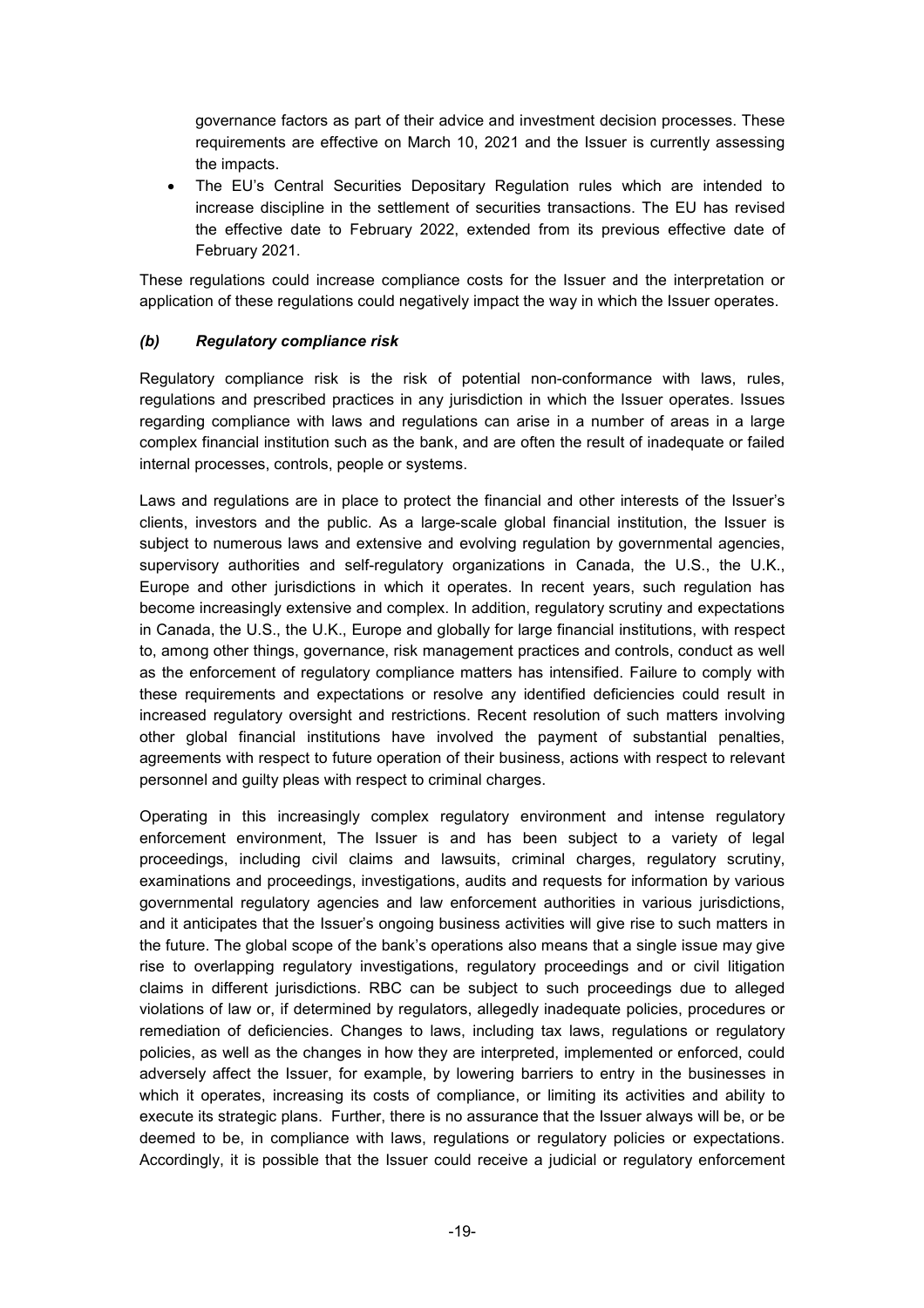governance factors as part of their advice and investment decision processes. These requirements are effective on March 10, 2021 and the Issuer is currently assessing the impacts.

- The EU's Central Securities Depositary Regulation rules which are intended to increase discipline in the settlement of securities transactions. The EU has revised the effective date to February 2022, extended from its previous effective date of February 2021.

These regulations could increase compliance costs for the Issuer and the interpretation or application of these regulations could negatively impact the way in which the Issuer operates.

### *(b) Regulatory compliance risk*

Regulatory compliance risk is the risk of potential non-conformance with laws, rules, regulations and prescribed practices in any jurisdiction in which the Issuer operates. Issues regarding compliance with laws and regulations can arise in a number of areas in a large complex financial institution such as the bank, and are often the result of inadequate or failed internal processes, controls, people or systems.

Laws and regulations are in place to protect the financial and other interests of the Issuer's clients, investors and the public. As a large-scale global financial institution, the Issuer is subject to numerous laws and extensive and evolving regulation by governmental agencies, supervisory authorities and self-regulatory organizations in Canada, the U.S., the U.K., Europe and other jurisdictions in which it operates. In recent years, such regulation has become increasingly extensive and complex. In addition, regulatory scrutiny and expectations in Canada, the U.S., the U.K., Europe and globally for large financial institutions, with respect to, among other things, governance, risk management practices and controls, conduct as well as the enforcement of regulatory compliance matters has intensified. Failure to comply with these requirements and expectations or resolve any identified deficiencies could result in increased regulatory oversight and restrictions. Recent resolution of such matters involving other global financial institutions have involved the payment of substantial penalties, agreements with respect to future operation of their business, actions with respect to relevant personnel and guilty pleas with respect to criminal charges.

Operating in this increasingly complex regulatory environment and intense regulatory enforcement environment, The Issuer is and has been subject to a variety of legal proceedings, including civil claims and lawsuits, criminal charges, regulatory scrutiny, examinations and proceedings, investigations, audits and requests for information by various governmental regulatory agencies and law enforcement authorities in various jurisdictions, and it anticipates that the Issuer's ongoing business activities will give rise to such matters in the future. The global scope of the bank's operations also means that a single issue may give rise to overlapping regulatory investigations, regulatory proceedings and or civil litigation claims in different jurisdictions. RBC can be subject to such proceedings due to alleged violations of law or, if determined by regulators, allegedly inadequate policies, procedures or remediation of deficiencies. Changes to laws, including tax laws, regulations or regulatory policies, as well as the changes in how they are interpreted, implemented or enforced, could adversely affect the Issuer, for example, by lowering barriers to entry in the businesses in which it operates, increasing its costs of compliance, or limiting its activities and ability to execute its strategic plans. Further, there is no assurance that the Issuer always will be, or be deemed to be, in compliance with laws, regulations or regulatory policies or expectations. Accordingly, it is possible that the Issuer could receive a judicial or regulatory enforcement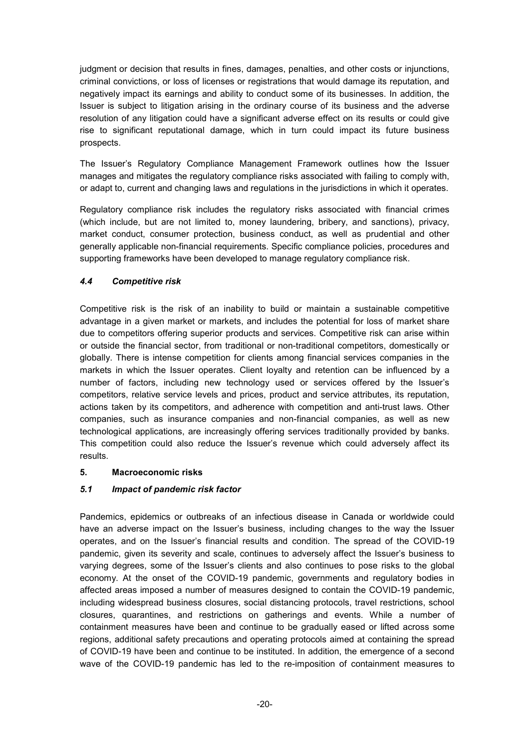judgment or decision that results in fines, damages, penalties, and other costs or injunctions, criminal convictions, or loss of licenses or registrations that would damage its reputation, and negatively impact its earnings and ability to conduct some of its businesses. In addition, the Issuer is subject to litigation arising in the ordinary course of its business and the adverse resolution of any litigation could have a significant adverse effect on its results or could give rise to significant reputational damage, which in turn could impact its future business prospects.

The Issuer's Regulatory Compliance Management Framework outlines how the Issuer manages and mitigates the regulatory compliance risks associated with failing to comply with, or adapt to, current and changing laws and regulations in the jurisdictions in which it operates.

Regulatory compliance risk includes the regulatory risks associated with financial crimes (which include, but are not limited to, money laundering, bribery, and sanctions), privacy, market conduct, consumer protection, business conduct, as well as prudential and other generally applicable non-financial requirements. Specific compliance policies, procedures and supporting frameworks have been developed to manage regulatory compliance risk.

### *4.4 Competitive risk*

Competitive risk is the risk of an inability to build or maintain a sustainable competitive advantage in a given market or markets, and includes the potential for loss of market share due to competitors offering superior products and services. Competitive risk can arise within or outside the financial sector, from traditional or non-traditional competitors, domestically or globally. There is intense competition for clients among financial services companies in the markets in which the Issuer operates. Client loyalty and retention can be influenced by a number of factors, including new technology used or services offered by the Issuer's competitors, relative service levels and prices, product and service attributes, its reputation, actions taken by its competitors, and adherence with competition and anti-trust laws. Other companies, such as insurance companies and non-financial companies, as well as new technological applications, are increasingly offering services traditionally provided by banks. This competition could also reduce the Issuer's revenue which could adversely affect its results.

## 5. Macroeconomic risks

### *5.1 Impact of pandemic risk factor*

Pandemics, epidemics or outbreaks of an infectious disease in Canada or worldwide could have an adverse impact on the Issuer's business, including changes to the way the Issuer operates, and on the Issuer's financial results and condition. The spread of the COVID-19 pandemic, given its severity and scale, continues to adversely affect the Issuer's business to varying degrees, some of the Issuer's clients and also continues to pose risks to the global economy. At the onset of the COVID-19 pandemic, governments and regulatory bodies in affected areas imposed a number of measures designed to contain the COVID-19 pandemic, including widespread business closures, social distancing protocols, travel restrictions, school closures, quarantines, and restrictions on gatherings and events. While a number of containment measures have been and continue to be gradually eased or lifted across some regions, additional safety precautions and operating protocols aimed at containing the spread of COVID-19 have been and continue to be instituted. In addition, the emergence of a second wave of the COVID-19 pandemic has led to the re-imposition of containment measures to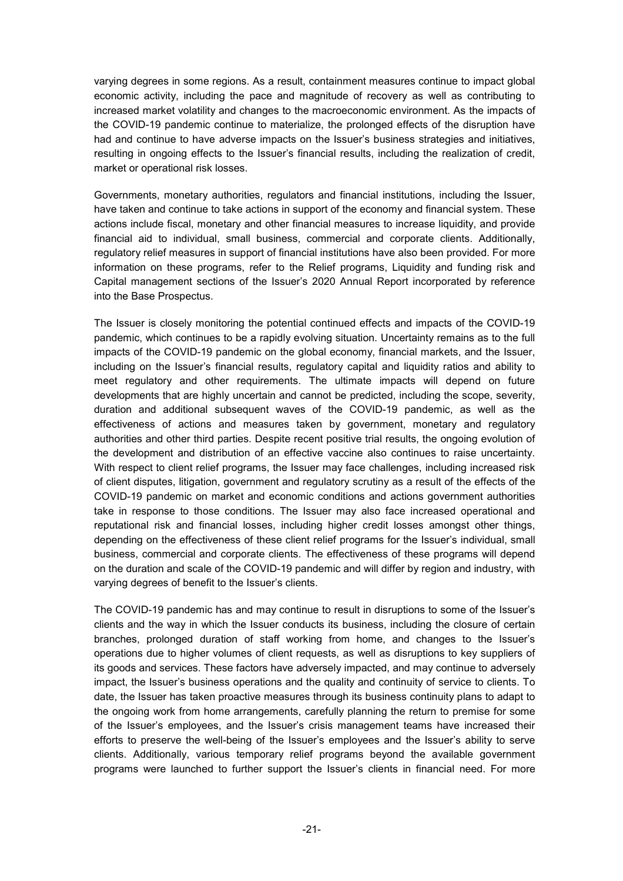varying degrees in some regions. As a result, containment measures continue to impact global economic activity, including the pace and magnitude of recovery as well as contributing to increased market volatility and changes to the macroeconomic environment. As the impacts of the COVID-19 pandemic continue to materialize, the prolonged effects of the disruption have had and continue to have adverse impacts on the Issuer's business strategies and initiatives, resulting in ongoing effects to the Issuer's financial results, including the realization of credit, market or operational risk losses.

Governments, monetary authorities, regulators and financial institutions, including the Issuer, have taken and continue to take actions in support of the economy and financial system. These actions include fiscal, monetary and other financial measures to increase liquidity, and provide financial aid to individual, small business, commercial and corporate clients. Additionally, regulatory relief measures in support of financial institutions have also been provided. For more information on these programs, refer to the Relief programs, Liquidity and funding risk and Capital management sections of the Issuer's 2020 Annual Report incorporated by reference into the Base Prospectus.

The Issuer is closely monitoring the potential continued effects and impacts of the COVID-19 pandemic, which continues to be a rapidly evolving situation. Uncertainty remains as to the full impacts of the COVID-19 pandemic on the global economy, financial markets, and the Issuer, including on the Issuer's financial results, regulatory capital and liquidity ratios and ability to meet regulatory and other requirements. The ultimate impacts will depend on future developments that are highly uncertain and cannot be predicted, including the scope, severity, duration and additional subsequent waves of the COVID-19 pandemic, as well as the effectiveness of actions and measures taken by government, monetary and regulatory authorities and other third parties. Despite recent positive trial results, the ongoing evolution of the development and distribution of an effective vaccine also continues to raise uncertainty. With respect to client relief programs, the Issuer may face challenges, including increased risk of client disputes, litigation, government and regulatory scrutiny as a result of the effects of the COVID-19 pandemic on market and economic conditions and actions government authorities take in response to those conditions. The Issuer may also face increased operational and reputational risk and financial losses, including higher credit losses amongst other things, depending on the effectiveness of these client relief programs for the Issuer's individual, small business, commercial and corporate clients. The effectiveness of these programs will depend on the duration and scale of the COVID-19 pandemic and will differ by region and industry, with varying degrees of benefit to the Issuer's clients.

The COVID-19 pandemic has and may continue to result in disruptions to some of the Issuer's clients and the way in which the Issuer conducts its business, including the closure of certain branches, prolonged duration of staff working from home, and changes to the Issuer's operations due to higher volumes of client requests, as well as disruptions to key suppliers of its goods and services. These factors have adversely impacted, and may continue to adversely impact, the Issuer's business operations and the quality and continuity of service to clients. To date, the Issuer has taken proactive measures through its business continuity plans to adapt to the ongoing work from home arrangements, carefully planning the return to premise for some of the Issuer's employees, and the Issuer's crisis management teams have increased their efforts to preserve the well-being of the Issuer's employees and the Issuer's ability to serve clients. Additionally, various temporary relief programs beyond the available government programs were launched to further support the Issuer's clients in financial need. For more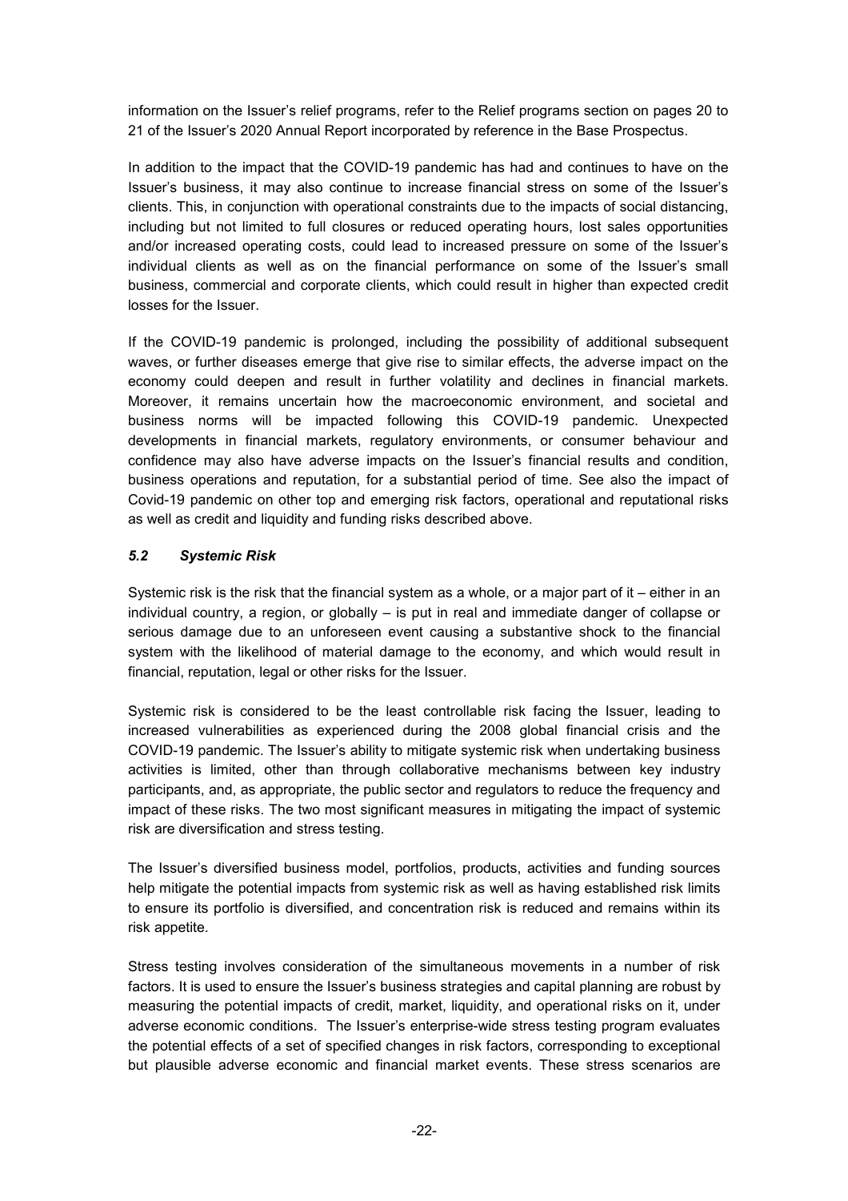information on the Issuer's relief programs, refer to the Relief programs section on pages 20 to 21 of the Issuer's 2020 Annual Report incorporated by reference in the Base Prospectus.

In addition to the impact that the COVID-19 pandemic has had and continues to have on the Issuer's business, it may also continue to increase financial stress on some of the Issuer's clients. This, in conjunction with operational constraints due to the impacts of social distancing, including but not limited to full closures or reduced operating hours, lost sales opportunities and/or increased operating costs, could lead to increased pressure on some of the Issuer's individual clients as well as on the financial performance on some of the Issuer's small business, commercial and corporate clients, which could result in higher than expected credit losses for the Issuer.

If the COVID-19 pandemic is prolonged, including the possibility of additional subsequent waves, or further diseases emerge that give rise to similar effects, the adverse impact on the economy could deepen and result in further volatility and declines in financial markets. Moreover, it remains uncertain how the macroeconomic environment, and societal and business norms will be impacted following this COVID-19 pandemic. Unexpected developments in financial markets, regulatory environments, or consumer behaviour and confidence may also have adverse impacts on the Issuer's financial results and condition, business operations and reputation, for a substantial period of time. See also the impact of Covid-19 pandemic on other top and emerging risk factors, operational and reputational risks as well as credit and liquidity and funding risks described above.

### *5.2 Systemic Risk*

Systemic risk is the risk that the financial system as a whole, or a major part of it – either in an individual country, a region, or globally – is put in real and immediate danger of collapse or serious damage due to an unforeseen event causing a substantive shock to the financial system with the likelihood of material damage to the economy, and which would result in financial, reputation, legal or other risks for the Issuer.

Systemic risk is considered to be the least controllable risk facing the Issuer, leading to increased vulnerabilities as experienced during the 2008 global financial crisis and the COVID-19 pandemic. The Issuer's ability to mitigate systemic risk when undertaking business activities is limited, other than through collaborative mechanisms between key industry participants, and, as appropriate, the public sector and regulators to reduce the frequency and impact of these risks. The two most significant measures in mitigating the impact of systemic risk are diversification and stress testing.

The Issuer's diversified business model, portfolios, products, activities and funding sources help mitigate the potential impacts from systemic risk as well as having established risk limits to ensure its portfolio is diversified, and concentration risk is reduced and remains within its risk appetite.

Stress testing involves consideration of the simultaneous movements in a number of risk factors. It is used to ensure the Issuer's business strategies and capital planning are robust by measuring the potential impacts of credit, market, liquidity, and operational risks on it, under adverse economic conditions. The Issuer's enterprise-wide stress testing program evaluates the potential effects of a set of specified changes in risk factors, corresponding to exceptional but plausible adverse economic and financial market events. These stress scenarios are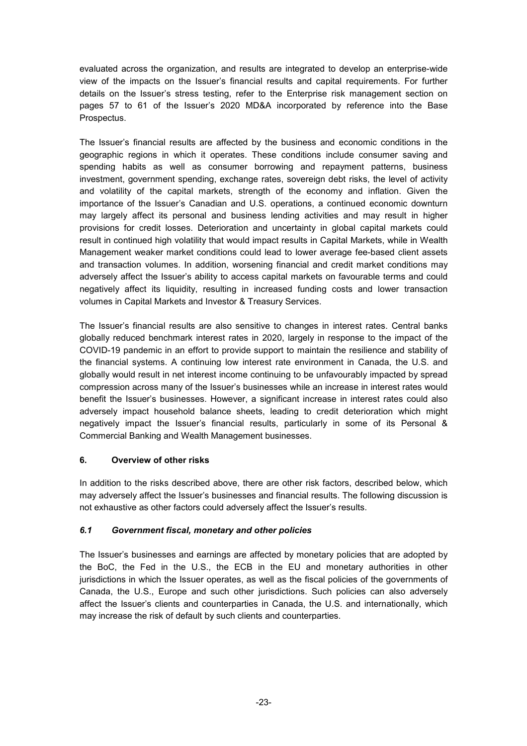evaluated across the organization, and results are integrated to develop an enterprise-wide view of the impacts on the Issuer's financial results and capital requirements. For further details on the Issuer's stress testing, refer to the Enterprise risk management section on pages 57 to 61 of the Issuer's 2020 MD&A incorporated by reference into the Base Prospectus.

The Issuer's financial results are affected by the business and economic conditions in the geographic regions in which it operates. These conditions include consumer saving and spending habits as well as consumer borrowing and repayment patterns, business investment, government spending, exchange rates, sovereign debt risks, the level of activity and volatility of the capital markets, strength of the economy and inflation. Given the importance of the Issuer's Canadian and U.S. operations, a continued economic downturn may largely affect its personal and business lending activities and may result in higher provisions for credit losses. Deterioration and uncertainty in global capital markets could result in continued high volatility that would impact results in Capital Markets, while in Wealth Management weaker market conditions could lead to lower average fee-based client assets and transaction volumes. In addition, worsening financial and credit market conditions may adversely affect the Issuer's ability to access capital markets on favourable terms and could negatively affect its liquidity, resulting in increased funding costs and lower transaction volumes in Capital Markets and Investor & Treasury Services.

The Issuer's financial results are also sensitive to changes in interest rates. Central banks globally reduced benchmark interest rates in 2020, largely in response to the impact of the COVID-19 pandemic in an effort to provide support to maintain the resilience and stability of the financial systems. A continuing low interest rate environment in Canada, the U.S. and globally would result in net interest income continuing to be unfavourably impacted by spread compression across many of the Issuer's businesses while an increase in interest rates would benefit the Issuer's businesses. However, a significant increase in interest rates could also adversely impact household balance sheets, leading to credit deterioration which might negatively impact the Issuer's financial results, particularly in some of its Personal & Commercial Banking and Wealth Management businesses.

## 6. Overview of other risks

In addition to the risks described above, there are other risk factors, described below, which may adversely affect the Issuer's businesses and financial results. The following discussion is not exhaustive as other factors could adversely affect the Issuer's results.

### *6.1 Government fiscal, monetary and other policies*

The Issuer's businesses and earnings are affected by monetary policies that are adopted by the BoC, the Fed in the U.S., the ECB in the EU and monetary authorities in other jurisdictions in which the Issuer operates, as well as the fiscal policies of the governments of Canada, the U.S., Europe and such other jurisdictions. Such policies can also adversely affect the Issuer's clients and counterparties in Canada, the U.S. and internationally, which may increase the risk of default by such clients and counterparties.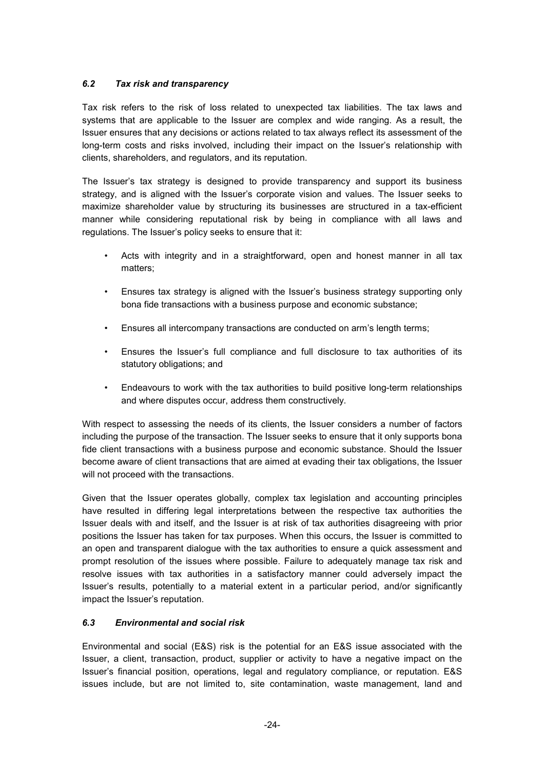### *6.2 Tax risk and transparency*

Tax risk refers to the risk of loss related to unexpected tax liabilities. The tax laws and systems that are applicable to the Issuer are complex and wide ranging. As a result, the Issuer ensures that any decisions or actions related to tax always reflect its assessment of the long-term costs and risks involved, including their impact on the Issuer's relationship with clients, shareholders, and regulators, and its reputation.

The Issuer's tax strategy is designed to provide transparency and support its business strategy, and is aligned with the Issuer's corporate vision and values. The Issuer seeks to maximize shareholder value by structuring its businesses are structured in a tax-efficient manner while considering reputational risk by being in compliance with all laws and regulations. The Issuer's policy seeks to ensure that it:

- Acts with integrity and in a straightforward, open and honest manner in all tax matters;
- Ensures tax strategy is aligned with the Issuer's business strategy supporting only bona fide transactions with a business purpose and economic substance;
- Ensures all intercompany transactions are conducted on arm's length terms;
- Ensures the Issuer's full compliance and full disclosure to tax authorities of its statutory obligations; and
- Endeavours to work with the tax authorities to build positive long-term relationships and where disputes occur, address them constructively.

With respect to assessing the needs of its clients, the Issuer considers a number of factors including the purpose of the transaction. The Issuer seeks to ensure that it only supports bona fide client transactions with a business purpose and economic substance. Should the Issuer become aware of client transactions that are aimed at evading their tax obligations, the Issuer will not proceed with the transactions.

Given that the Issuer operates globally, complex tax legislation and accounting principles have resulted in differing legal interpretations between the respective tax authorities the Issuer deals with and itself, and the Issuer is at risk of tax authorities disagreeing with prior positions the Issuer has taken for tax purposes. When this occurs, the Issuer is committed to an open and transparent dialogue with the tax authorities to ensure a quick assessment and prompt resolution of the issues where possible. Failure to adequately manage tax risk and resolve issues with tax authorities in a satisfactory manner could adversely impact the Issuer's results, potentially to a material extent in a particular period, and/or significantly impact the Issuer's reputation.

### *6.3 Environmental and social risk*

Environmental and social (E&S) risk is the potential for an E&S issue associated with the Issuer, a client, transaction, product, supplier or activity to have a negative impact on the Issuer's financial position, operations, legal and regulatory compliance, or reputation. E&S issues include, but are not limited to, site contamination, waste management, land and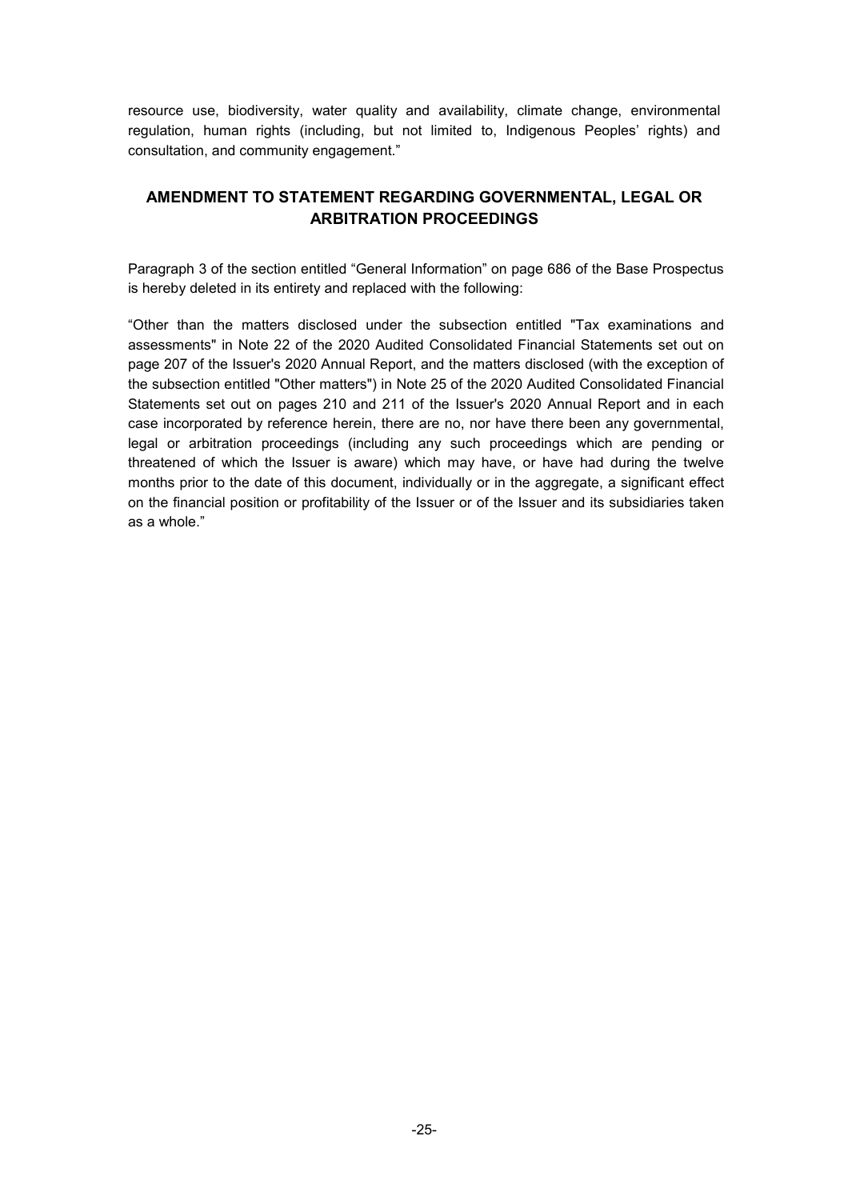resource use, biodiversity, water quality and availability, climate change, environmental regulation, human rights (including, but not limited to, Indigenous Peoples' rights) and consultation, and community engagement."

## AMENDMENT TO STATEMENT REGARDING GOVERNMENTAL, LEGAL OR ARBITRATION PROCEEDINGS

Paragraph 3 of the section entitled "General Information" on page 686 of the Base Prospectus is hereby deleted in its entirety and replaced with the following:

"Other than the matters disclosed under the subsection entitled "Tax examinations and assessments" in Note 22 of the 2020 Audited Consolidated Financial Statements set out on page 207 of the Issuer's 2020 Annual Report, and the matters disclosed (with the exception of the subsection entitled "Other matters") in Note 25 of the 2020 Audited Consolidated Financial Statements set out on pages 210 and 211 of the Issuer's 2020 Annual Report and in each case incorporated by reference herein, there are no, nor have there been any governmental, legal or arbitration proceedings (including any such proceedings which are pending or threatened of which the Issuer is aware) which may have, or have had during the twelve months prior to the date of this document, individually or in the aggregate, a significant effect on the financial position or profitability of the Issuer or of the Issuer and its subsidiaries taken as a whole."